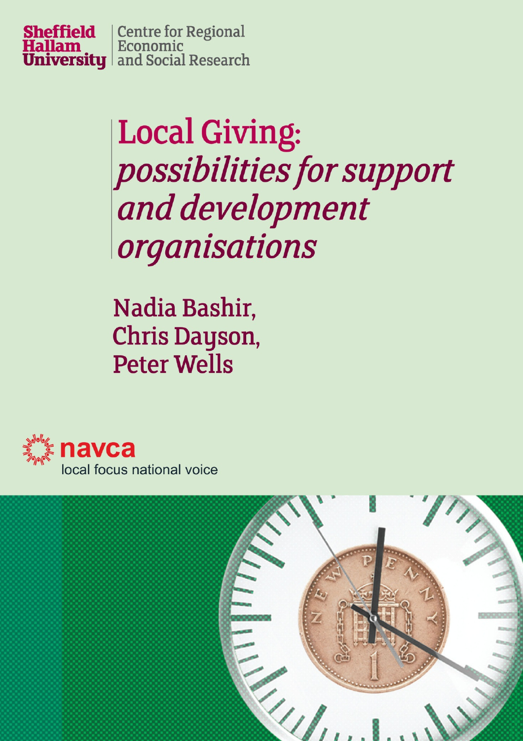Sheffield Hallam University | Centre for Regional Economic and Social Research

# Local Giving: *possibilities for support and development organisations*

Nadia Bashir,
Chris Dayson,
Peter Wells

navca
local focus national voice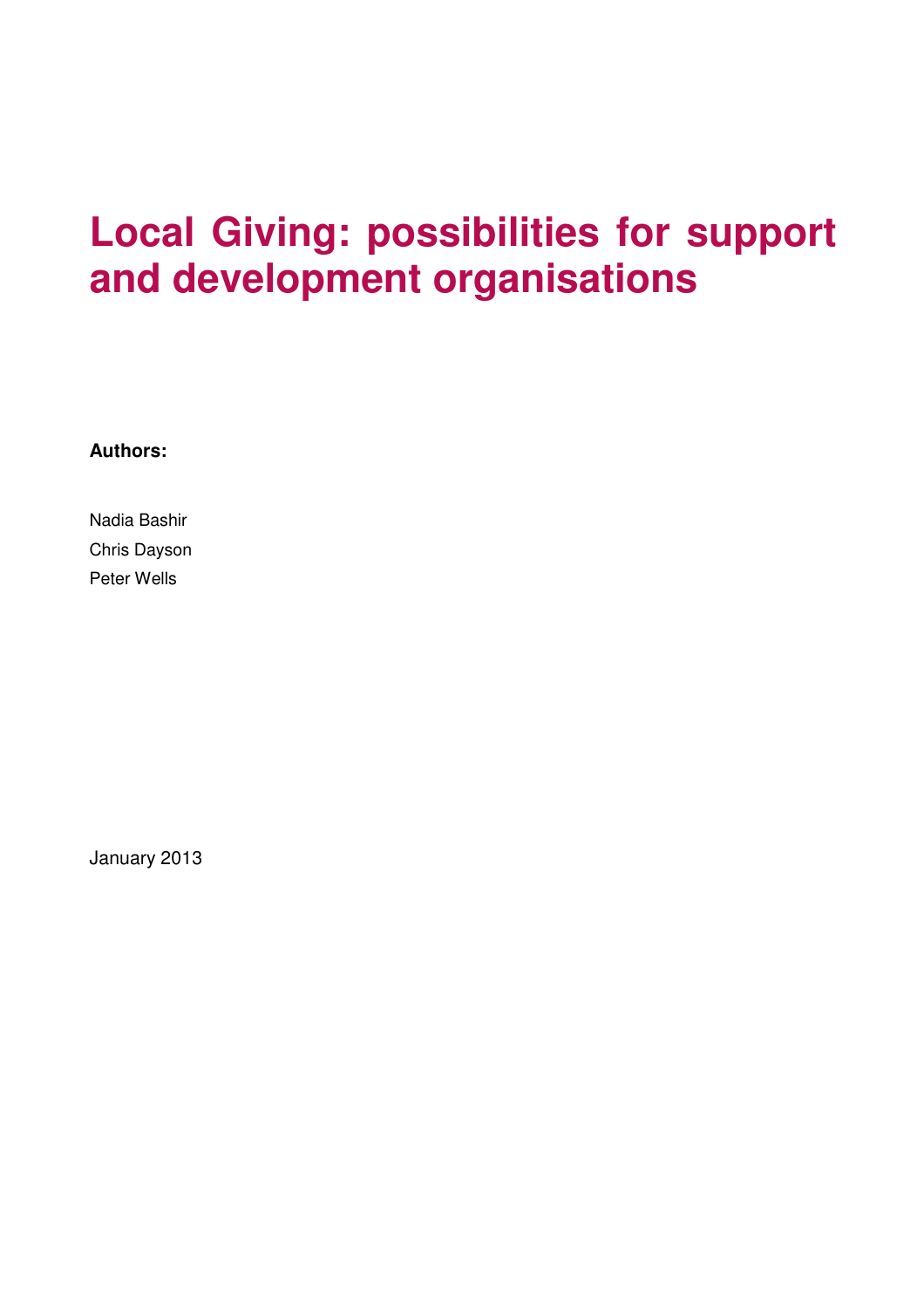# Local Giving: possibilities for support and development organisations

**Authors:**

Nadia Bashir

Chris Dayson

Peter Wells

January 2013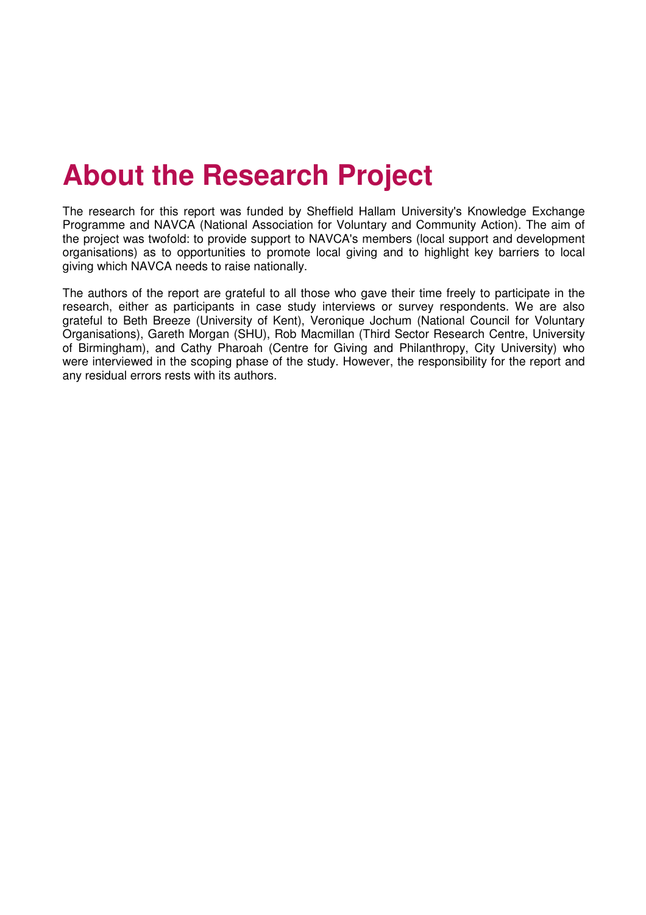# About the Research Project

The research for this report was funded by Sheffield Hallam University's Knowledge Exchange Programme and NAVCA (National Association for Voluntary and Community Action). The aim of the project was twofold: to provide support to NAVCA's members (local support and development organisations) as to opportunities to promote local giving and to highlight key barriers to local giving which NAVCA needs to raise nationally.

The authors of the report are grateful to all those who gave their time freely to participate in the research, either as participants in case study interviews or survey respondents. We are also grateful to Beth Breeze (University of Kent), Veronique Jochum (National Council for Voluntary Organisations), Gareth Morgan (SHU), Rob Macmillan (Third Sector Research Centre, University of Birmingham), and Cathy Pharoah (Centre for Giving and Philanthropy, City University) who were interviewed in the scoping phase of the study. However, the responsibility for the report and any residual errors rests with its authors.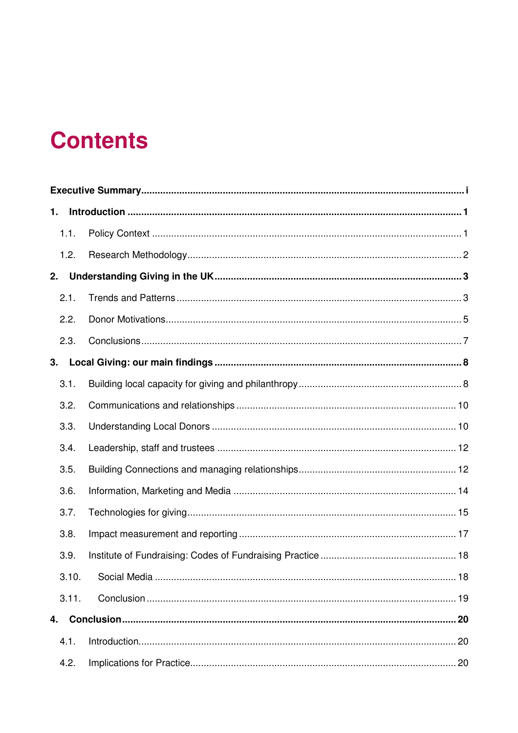# Contents

**Executive Summary** .................................................. i

**1. Introduction** .................................................. 1

1.1. Policy Context .................................................. 1

1.2. Research Methodology .................................................. 2

**2. Understanding Giving in the UK** .................................................. 3

2.1. Trends and Patterns .................................................. 3

2.2. Donor Motivations .................................................. 5

2.3. Conclusions .................................................. 7

**3. Local Giving: our main findings** .................................................. 8

3.1. Building local capacity for giving and philanthropy .................................................. 8

3.2. Communications and relationships .................................................. 10

3.3. Understanding Local Donors .................................................. 10

3.4. Leadership, staff and trustees .................................................. 12

3.5. Building Connections and managing relationships .................................................. 12

3.6. Information, Marketing and Media .................................................. 14

3.7. Technologies for giving .................................................. 15

3.8. Impact measurement and reporting .................................................. 17

3.9. Institute of Fundraising: Codes of Fundraising Practice .................................................. 18

3.10. Social Media .................................................. 18

3.11. Conclusion .................................................. 19

**4. Conclusion** .................................................. 20

4.1. Introduction .................................................. 20

4.2. Implications for Practice .................................................. 20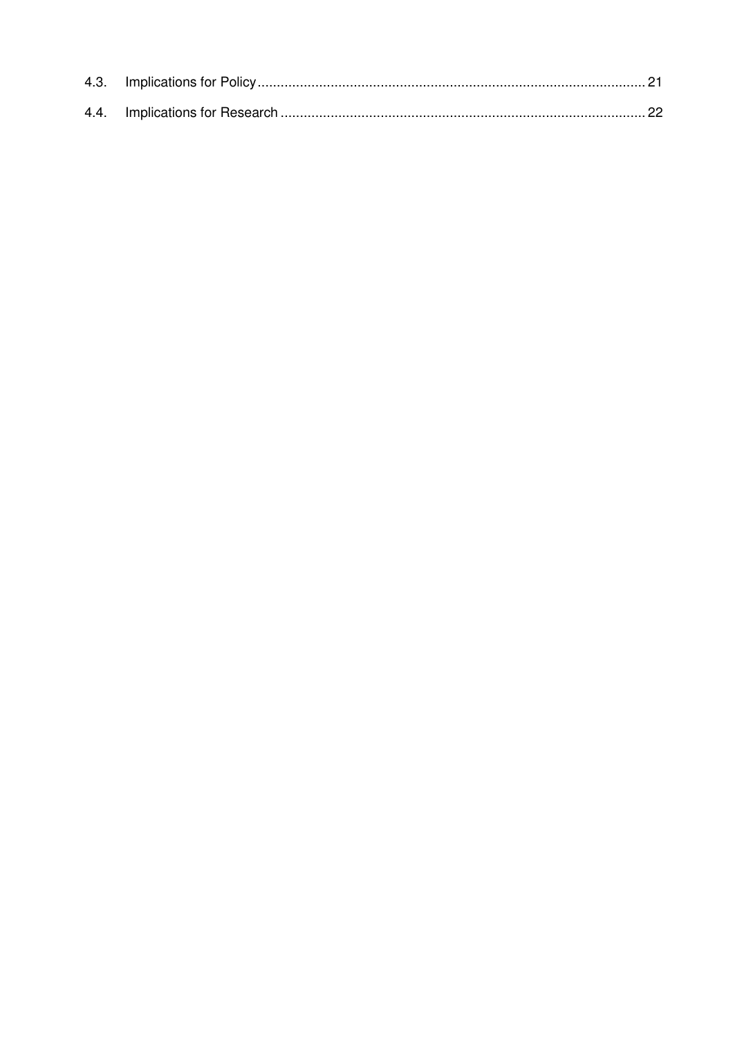4.3. Implications for Policy ........................................................................................................ 21

4.4. Implications for Research ..................................................................................................... 22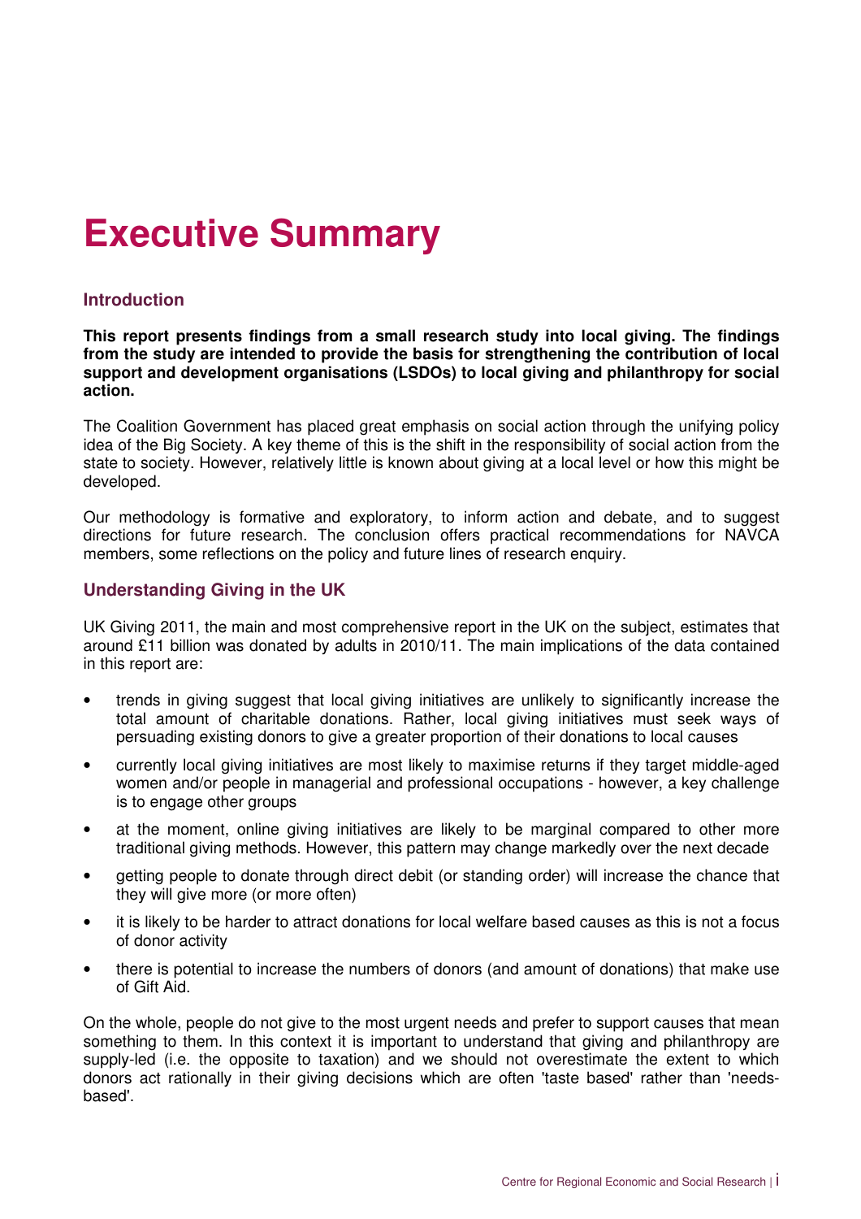# Executive Summary

## Introduction

**This report presents findings from a small research study into local giving. The findings from the study are intended to provide the basis for strengthening the contribution of local support and development organisations (LSDOs) to local giving and philanthropy for social action.**

The Coalition Government has placed great emphasis on social action through the unifying policy idea of the Big Society. A key theme of this is the shift in the responsibility of social action from the state to society. However, relatively little is known about giving at a local level or how this might be developed.

Our methodology is formative and exploratory, to inform action and debate, and to suggest directions for future research. The conclusion offers practical recommendations for NAVCA members, some reflections on the policy and future lines of research enquiry.

## Understanding Giving in the UK

UK Giving 2011, the main and most comprehensive report in the UK on the subject, estimates that around £11 billion was donated by adults in 2010/11. The main implications of the data contained in this report are:

- trends in giving suggest that local giving initiatives are unlikely to significantly increase the total amount of charitable donations. Rather, local giving initiatives must seek ways of persuading existing donors to give a greater proportion of their donations to local causes
- currently local giving initiatives are most likely to maximise returns if they target middle-aged women and/or people in managerial and professional occupations - however, a key challenge is to engage other groups
- at the moment, online giving initiatives are likely to be marginal compared to other more traditional giving methods. However, this pattern may change markedly over the next decade
- getting people to donate through direct debit (or standing order) will increase the chance that they will give more (or more often)
- it is likely to be harder to attract donations for local welfare based causes as this is not a focus of donor activity
- there is potential to increase the numbers of donors (and amount of donations) that make use of Gift Aid.

On the whole, people do not give to the most urgent needs and prefer to support causes that mean something to them. In this context it is important to understand that giving and philanthropy are supply-led (i.e. the opposite to taxation) and we should not overestimate the extent to which donors act rationally in their giving decisions which are often 'taste based' rather than 'needs-based'.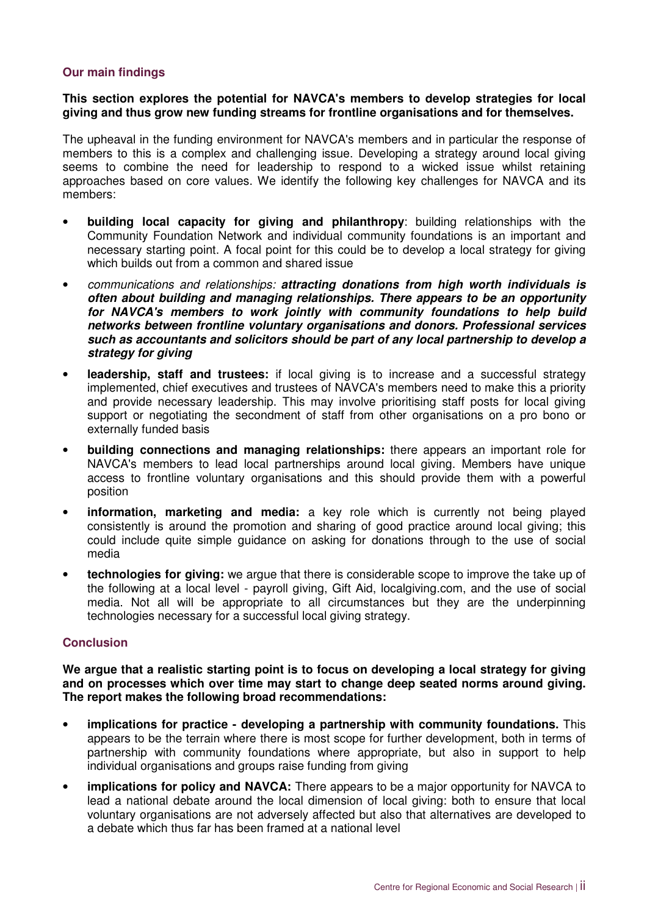### Our main findings

**This section explores the potential for NAVCA's members to develop strategies for local giving and thus grow new funding streams for frontline organisations and for themselves.**

The upheaval in the funding environment for NAVCA's members and in particular the response of members to this is a complex and challenging issue. Developing a strategy around local giving seems to combine the need for leadership to respond to a wicked issue whilst retaining approaches based on core values. We identify the following key challenges for NAVCA and its members:

- **building local capacity for giving and philanthropy**: building relationships with the Community Foundation Network and individual community foundations is an important and necessary starting point. A focal point for this could be to develop a local strategy for giving which builds out from a common and shared issue
- *communications and relationships:* ***attracting donations from high worth individuals is often about building and managing relationships. There appears to be an opportunity for NAVCA's members to work jointly with community foundations to help build networks between frontline voluntary organisations and donors. Professional services such as accountants and solicitors should be part of any local partnership to develop a strategy for giving***
- **leadership, staff and trustees:** if local giving is to increase and a successful strategy implemented, chief executives and trustees of NAVCA's members need to make this a priority and provide necessary leadership. This may involve prioritising staff posts for local giving support or negotiating the secondment of staff from other organisations on a pro bono or externally funded basis
- **building connections and managing relationships:** there appears an important role for NAVCA's members to lead local partnerships around local giving. Members have unique access to frontline voluntary organisations and this should provide them with a powerful position
- **information, marketing and media:** a key role which is currently not being played consistently is around the promotion and sharing of good practice around local giving; this could include quite simple guidance on asking for donations through to the use of social media
- **technologies for giving:** we argue that there is considerable scope to improve the take up of the following at a local level - payroll giving, Gift Aid, localgiving.com, and the use of social media. Not all will be appropriate to all circumstances but they are the underpinning technologies necessary for a successful local giving strategy.

### Conclusion

**We argue that a realistic starting point is to focus on developing a local strategy for giving and on processes which over time may start to change deep seated norms around giving. The report makes the following broad recommendations:**

- **implications for practice - developing a partnership with community foundations.** This appears to be the terrain where there is most scope for further development, both in terms of partnership with community foundations where appropriate, but also in support to help individual organisations and groups raise funding from giving
- **implications for policy and NAVCA:** There appears to be a major opportunity for NAVCA to lead a national debate around the local dimension of local giving: both to ensure that local voluntary organisations are not adversely affected but also that alternatives are developed to a debate which thus far has been framed at a national level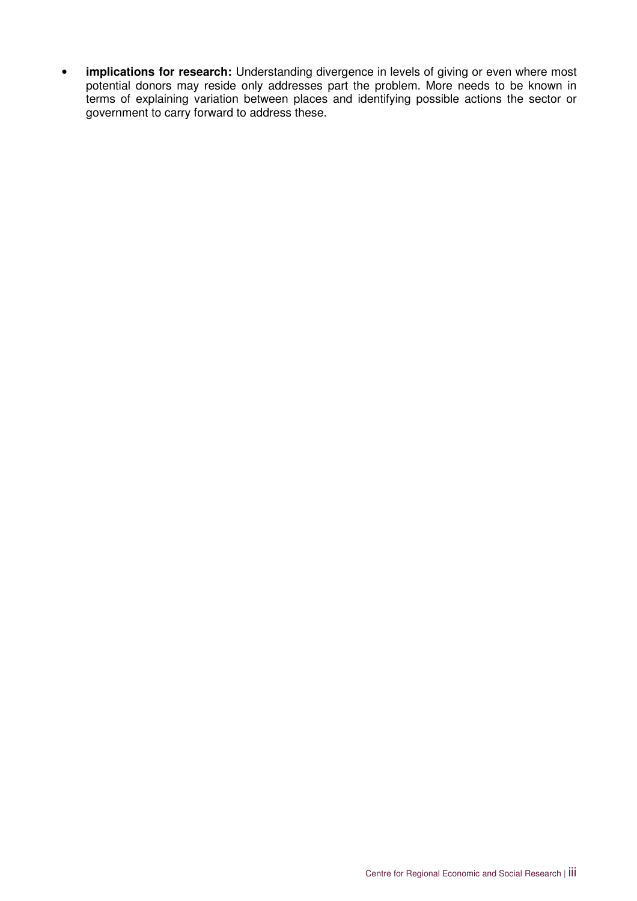- **implications for research:** Understanding divergence in levels of giving or even where most potential donors may reside only addresses part the problem. More needs to be known in terms of explaining variation between places and identifying possible actions the sector or government to carry forward to address these.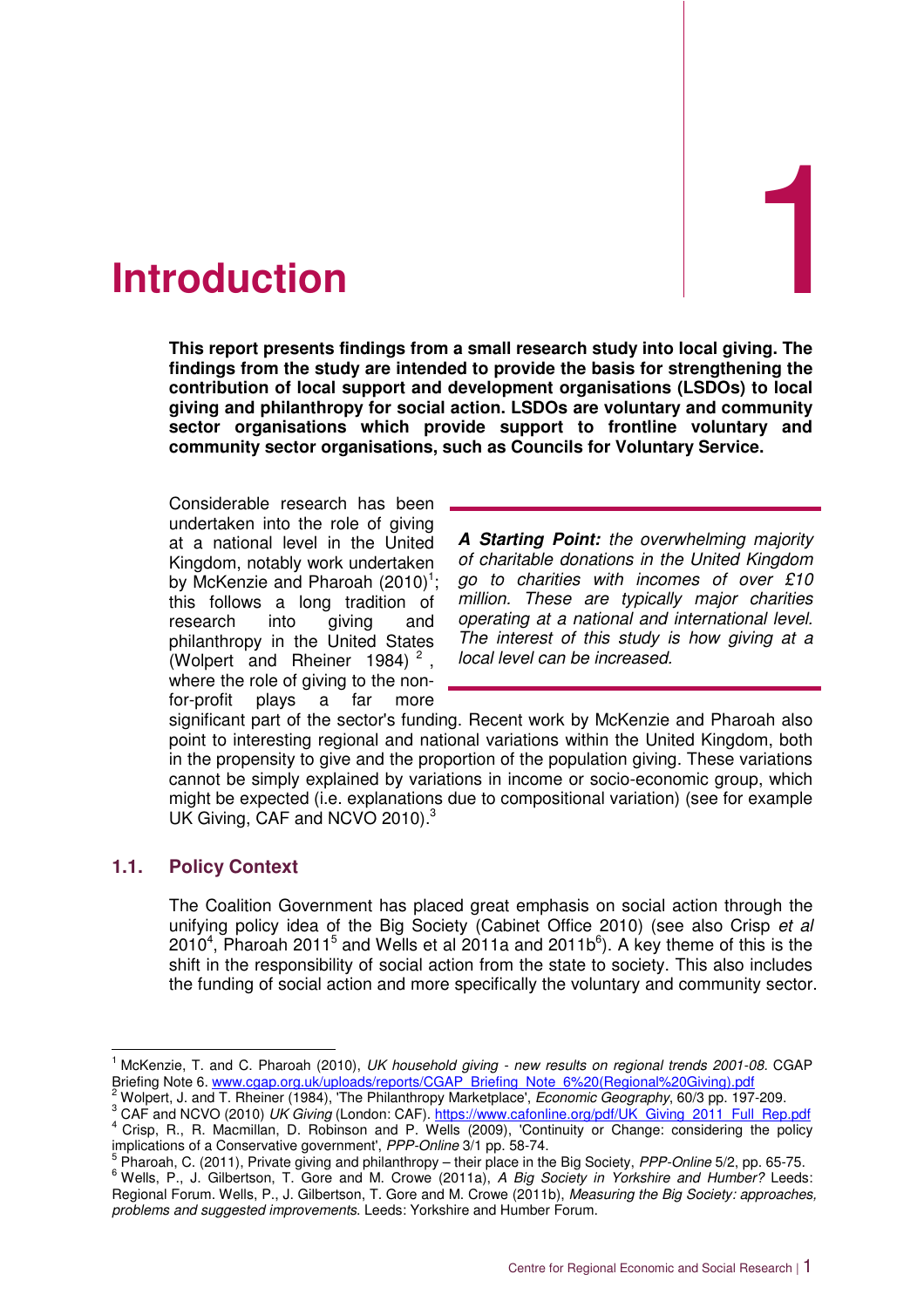# 1 Introduction

**This report presents findings from a small research study into local giving. The findings from the study are intended to provide the basis for strengthening the contribution of local support and development organisations (LSDOs) to local giving and philanthropy for social action. LSDOs are voluntary and community sector organisations which provide support to frontline voluntary and community sector organisations, such as Councils for Voluntary Service.**

> ***A Starting Point:*** *the overwhelming majority of charitable donations in the United Kingdom go to charities with incomes of over £10 million. These are typically major charities operating at a national and international level. The interest of this study is how giving at a local level can be increased.*

Considerable research has been undertaken into the role of giving at a national level in the United Kingdom, notably work undertaken by McKenzie and Pharoah (2010)[1]; this follows a long tradition of research into giving and philanthropy in the United States (Wolpert and Rheiner 1984)[2], where the role of giving to the non-for-profit plays a far more significant part of the sector's funding. Recent work by McKenzie and Pharoah also point to interesting regional and national variations within the United Kingdom, both in the propensity to give and the proportion of the population giving. These variations cannot be simply explained by variations in income or socio-economic group, which might be expected (i.e. explanations due to compositional variation) (see for example UK Giving, CAF and NCVO 2010).[3]

## 1.1. Policy Context

The Coalition Government has placed great emphasis on social action through the unifying policy idea of the Big Society (Cabinet Office 2010) (see also Crisp *et al* 2010[4], Pharoah 2011[5] and Wells et al 2011a and 2011b[6]). A key theme of this is the shift in the responsibility of social action from the state to society. This also includes the funding of social action and more specifically the voluntary and community sector.

---

[1] McKenzie, T. and C. Pharoah (2010), *UK household giving - new results on regional trends 2001-08*. CGAP Briefing Note 6. www.cgap.org.uk/uploads/reports/CGAP_Briefing_Note_6%20(Regional%20Giving).pdf

[2] Wolpert, J. and T. Rheiner (1984), 'The Philanthropy Marketplace', *Economic Geography*, 60/3 pp. 197-209.

[3] CAF and NCVO (2010) *UK Giving* (London: CAF). https://www.cafonline.org/pdf/UK_Giving_2011_Full_Rep.pdf

[4] Crisp, R., R. Macmillan, D. Robinson and P. Wells (2009), 'Continuity or Change: considering the policy implications of a Conservative government', *PPP-Online* 3/1 pp. 58-74.

[5] Pharoah, C. (2011), Private giving and philanthropy – their place in the Big Society, *PPP-Online* 5/2, pp. 65-75.

[6] Wells, P., J. Gilbertson, T. Gore and M. Crowe (2011a), *A Big Society in Yorkshire and Humber?* Leeds: Regional Forum. Wells, P., J. Gilbertson, T. Gore and M. Crowe (2011b), *Measuring the Big Society: approaches, problems and suggested improvements*. Leeds: Yorkshire and Humber Forum.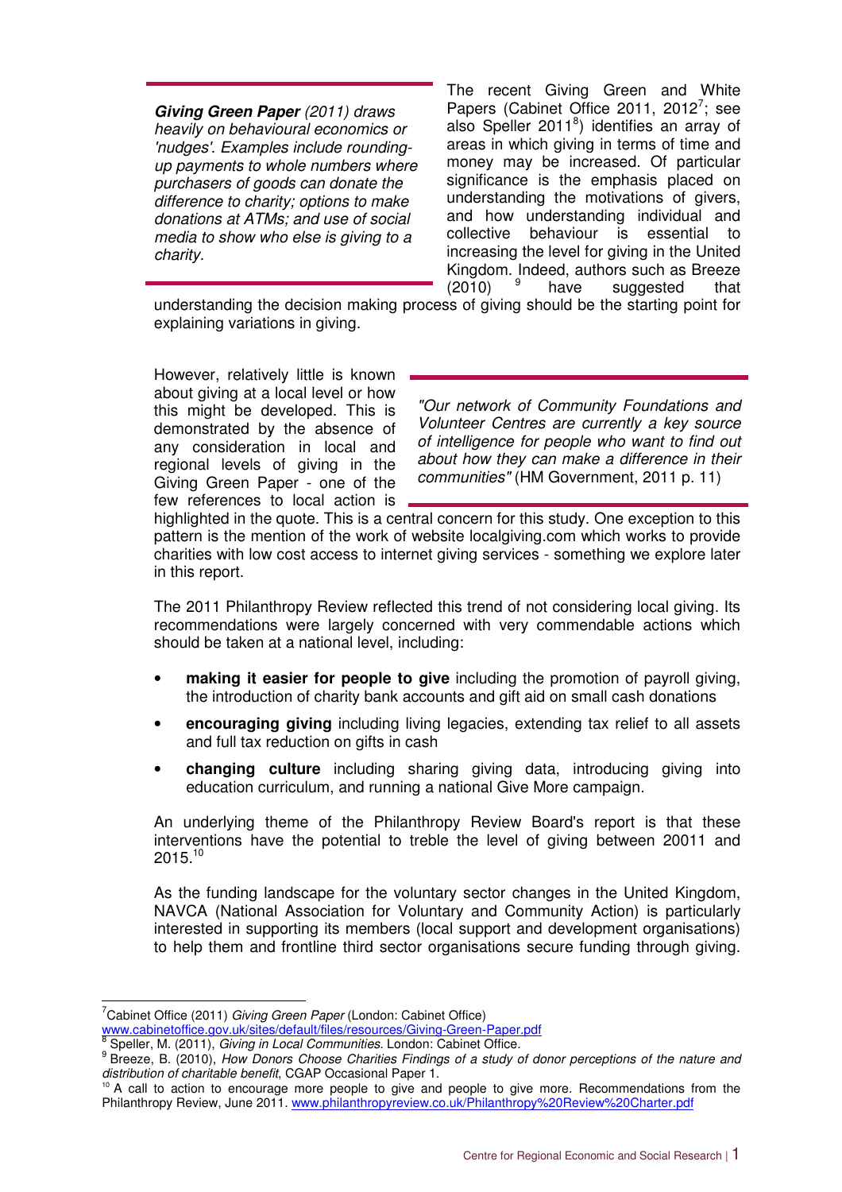*__Giving Green Paper__ (2011) draws heavily on behavioural economics or 'nudges'. Examples include rounding-up payments to whole numbers where purchasers of goods can donate the difference to charity; options to make donations at ATMs; and use of social media to show who else is giving to a charity.*

The recent Giving Green and White Papers (Cabinet Office 2011, 2012[7]; see also Speller 2011[8]) identifies an array of areas in which giving in terms of time and money may be increased. Of particular significance is the emphasis placed on understanding the motivations of givers, and how understanding individual and collective behaviour is essential to increasing the level for giving in the United Kingdom. Indeed, authors such as Breeze (2010) [9] have suggested that understanding the decision making process of giving should be the starting point for explaining variations in giving.

*"Our network of Community Foundations and Volunteer Centres are currently a key source of intelligence for people who want to find out about how they can make a difference in their communities"* (HM Government, 2011 p. 11)

However, relatively little is known about giving at a local level or how this might be developed. This is demonstrated by the absence of any consideration in local and regional levels of giving in the Giving Green Paper - one of the few references to local action is highlighted in the quote. This is a central concern for this study. One exception to this pattern is the mention of the work of website localgiving.com which works to provide charities with low cost access to internet giving services - something we explore later in this report.

The 2011 Philanthropy Review reflected this trend of not considering local giving. Its recommendations were largely concerned with very commendable actions which should be taken at a national level, including:

- **making it easier for people to give** including the promotion of payroll giving, the introduction of charity bank accounts and gift aid on small cash donations
- **encouraging giving** including living legacies, extending tax relief to all assets and full tax reduction on gifts in cash
- **changing culture** including sharing giving data, introducing giving into education curriculum, and running a national Give More campaign.

An underlying theme of the Philanthropy Review Board's report is that these interventions have the potential to treble the level of giving between 20011 and 2015.[10]

As the funding landscape for the voluntary sector changes in the United Kingdom, NAVCA (National Association for Voluntary and Community Action) is particularly interested in supporting its members (local support and development organisations) to help them and frontline third sector organisations secure funding through giving.

---

[7] Cabinet Office (2011) *Giving Green Paper* (London: Cabinet Office) www.cabinetoffice.gov.uk/sites/default/files/resources/Giving-Green-Paper.pdf

[8] Speller, M. (2011), *Giving in Local Communities*. London: Cabinet Office.

[9] Breeze, B. (2010), *How Donors Choose Charities Findings of a study of donor perceptions of the nature and distribution of charitable benefit*, CGAP Occasional Paper 1.

[10] A call to action to encourage more people to give and people to give more. Recommendations from the Philanthropy Review, June 2011. www.philanthropyreview.co.uk/Philanthropy%20Review%20Charter.pdf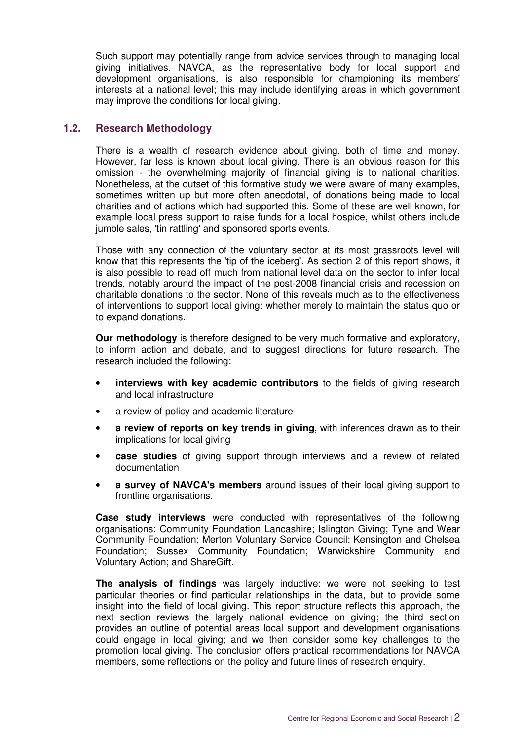Such support may potentially range from advice services through to managing local giving initiatives. NAVCA, as the representative body for local support and development organisations, is also responsible for championing its members' interests at a national level; this may include identifying areas in which government may improve the conditions for local giving.

## 1.2. Research Methodology

There is a wealth of research evidence about giving, both of time and money. However, far less is known about local giving. There is an obvious reason for this omission - the overwhelming majority of financial giving is to national charities. Nonetheless, at the outset of this formative study we were aware of many examples, sometimes written up but more often anecdotal, of donations being made to local charities and of actions which had supported this. Some of these are well known, for example local press support to raise funds for a local hospice, whilst others include jumble sales, 'tin rattling' and sponsored sports events.

Those with any connection of the voluntary sector at its most grassroots level will know that this represents the 'tip of the iceberg'. As section 2 of this report shows, it is also possible to read off much from national level data on the sector to infer local trends, notably around the impact of the post-2008 financial crisis and recession on charitable donations to the sector. None of this reveals much as to the effectiveness of interventions to support local giving: whether merely to maintain the status quo or to expand donations.

**Our methodology** is therefore designed to be very much formative and exploratory, to inform action and debate, and to suggest directions for future research. The research included the following:

- **interviews with key academic contributors** to the fields of giving research and local infrastructure
- a review of policy and academic literature
- **a review of reports on key trends in giving**, with inferences drawn as to their implications for local giving
- **case studies** of giving support through interviews and a review of related documentation
- **a survey of NAVCA's members** around issues of their local giving support to frontline organisations.

**Case study interviews** were conducted with representatives of the following organisations: Community Foundation Lancashire; Islington Giving; Tyne and Wear Community Foundation; Merton Voluntary Service Council; Kensington and Chelsea Foundation; Sussex Community Foundation; Warwickshire Community and Voluntary Action; and ShareGift.

**The analysis of findings** was largely inductive: we were not seeking to test particular theories or find particular relationships in the data, but to provide some insight into the field of local giving. This report structure reflects this approach, the next section reviews the largely national evidence on giving; the third section provides an outline of potential areas local support and development organisations could engage in local giving; and we then consider some key challenges to the promotion local giving. The conclusion offers practical recommendations for NAVCA members, some reflections on the policy and future lines of research enquiry.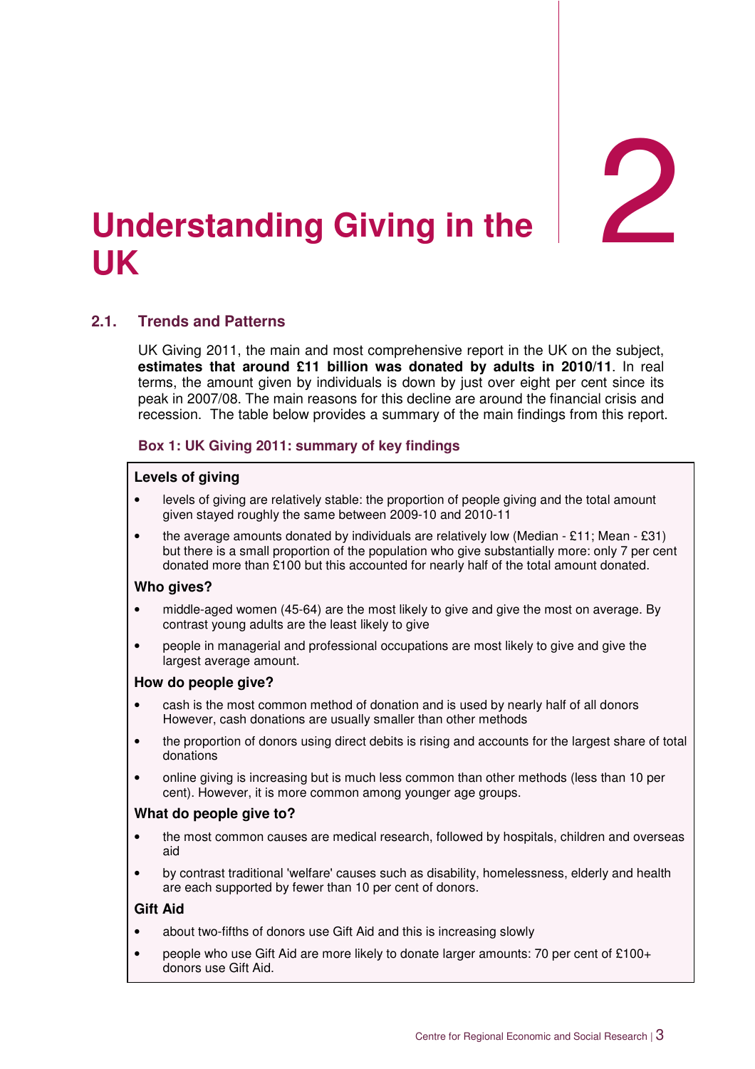# 2 Understanding Giving in the UK

## 2.1. Trends and Patterns

UK Giving 2011, the main and most comprehensive report in the UK on the subject, **estimates that around £11 billion was donated by adults in 2010/11**. In real terms, the amount given by individuals is down by just over eight per cent since its peak in 2007/08. The main reasons for this decline are around the financial crisis and recession. The table below provides a summary of the main findings from this report.

### Box 1: UK Giving 2011: summary of key findings

**Levels of giving**

- levels of giving are relatively stable: the proportion of people giving and the total amount given stayed roughly the same between 2009-10 and 2010-11
- the average amounts donated by individuals are relatively low (Median - £11; Mean - £31) but there is a small proportion of the population who give substantially more: only 7 per cent donated more than £100 but this accounted for nearly half of the total amount donated.

**Who gives?**

- middle-aged women (45-64) are the most likely to give and give the most on average. By contrast young adults are the least likely to give
- people in managerial and professional occupations are most likely to give and give the largest average amount.

**How do people give?**

- cash is the most common method of donation and is used by nearly half of all donors However, cash donations are usually smaller than other methods
- the proportion of donors using direct debits is rising and accounts for the largest share of total donations
- online giving is increasing but is much less common than other methods (less than 10 per cent). However, it is more common among younger age groups.

**What do people give to?**

- the most common causes are medical research, followed by hospitals, children and overseas aid
- by contrast traditional 'welfare' causes such as disability, homelessness, elderly and health are each supported by fewer than 10 per cent of donors.

**Gift Aid**

- about two-fifths of donors use Gift Aid and this is increasing slowly
- people who use Gift Aid are more likely to donate larger amounts: 70 per cent of £100+ donors use Gift Aid.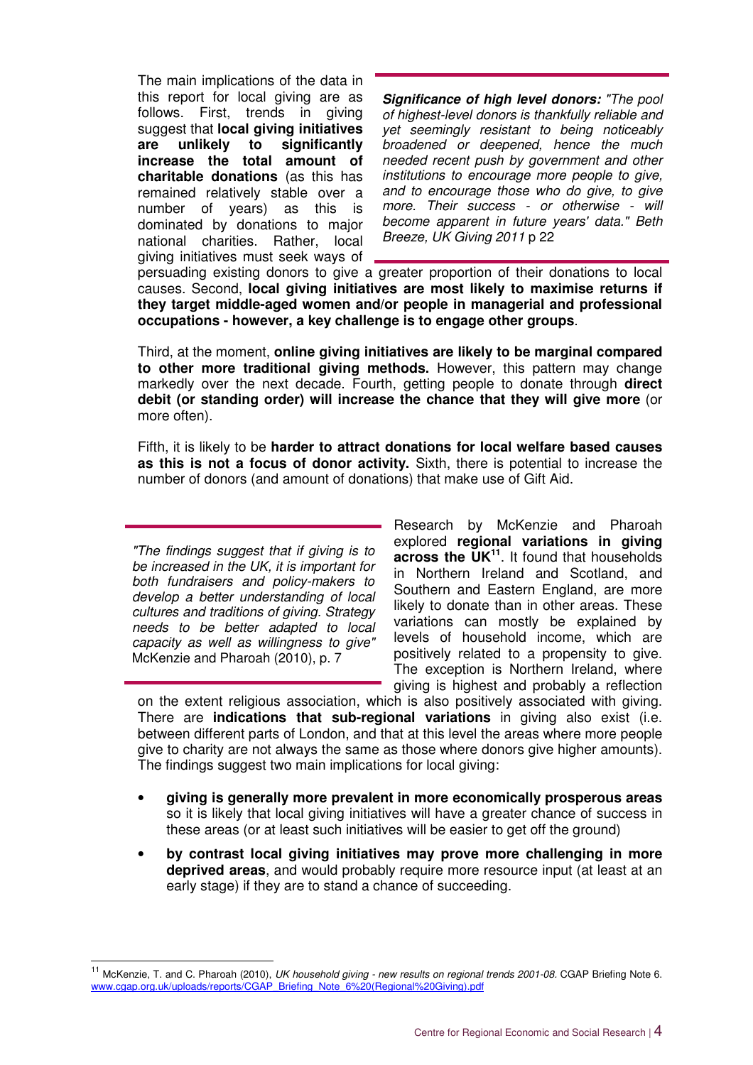The main implications of the data in this report for local giving are as follows. First, trends in giving suggest that **local giving initiatives are unlikely to significantly increase the total amount of charitable donations** (as this has remained relatively stable over a number of years) as this is dominated by donations to major national charities. Rather, local giving initiatives must seek ways of persuading existing donors to give a greater proportion of their donations to local causes. Second, **local giving initiatives are most likely to maximise returns if they target middle-aged women and/or people in managerial and professional occupations - however, a key challenge is to engage other groups**.

> ***Significance of high level donors:*** *"The pool of highest-level donors is thankfully reliable and yet seemingly resistant to being noticeably broadened or deepened, hence the much needed recent push by government and other institutions to encourage more people to give, and to encourage those who do give, to give more. Their success - or otherwise - will become apparent in future years' data." Beth Breeze, UK Giving 2011* p 22

Third, at the moment, **online giving initiatives are likely to be marginal compared to other more traditional giving methods.** However, this pattern may change markedly over the next decade. Fourth, getting people to donate through **direct debit (or standing order) will increase the chance that they will give more** (or more often).

Fifth, it is likely to be **harder to attract donations for local welfare based causes as this is not a focus of donor activity.** Sixth, there is potential to increase the number of donors (and amount of donations) that make use of Gift Aid.

> *"The findings suggest that if giving is to be increased in the UK, it is important for both fundraisers and policy-makers to develop a better understanding of local cultures and traditions of giving. Strategy needs to be better adapted to local capacity as well as willingness to give"* McKenzie and Pharoah (2010), p. 7

Research by McKenzie and Pharoah explored **regional variations in giving across the UK**[11]. It found that households in Northern Ireland and Scotland, and Southern and Eastern England, are more likely to donate than in other areas. These variations can mostly be explained by levels of household income, which are positively related to a propensity to give. The exception is Northern Ireland, where giving is highest and probably a reflection on the extent religious association, which is also positively associated with giving. There are **indications that sub-regional variations** in giving also exist (i.e. between different parts of London, and that at this level the areas where more people give to charity are not always the same as those where donors give higher amounts). The findings suggest two main implications for local giving:

- **giving is generally more prevalent in more economically prosperous areas** so it is likely that local giving initiatives will have a greater chance of success in these areas (or at least such initiatives will be easier to get off the ground)
- **by contrast local giving initiatives may prove more challenging in more deprived areas**, and would probably require more resource input (at least at an early stage) if they are to stand a chance of succeeding.

[11] McKenzie, T. and C. Pharoah (2010), *UK household giving - new results on regional trends 2001-08.* CGAP Briefing Note 6. www.cgap.org.uk/uploads/reports/CGAP_Briefing_Note_6%20(Regional%20Giving).pdf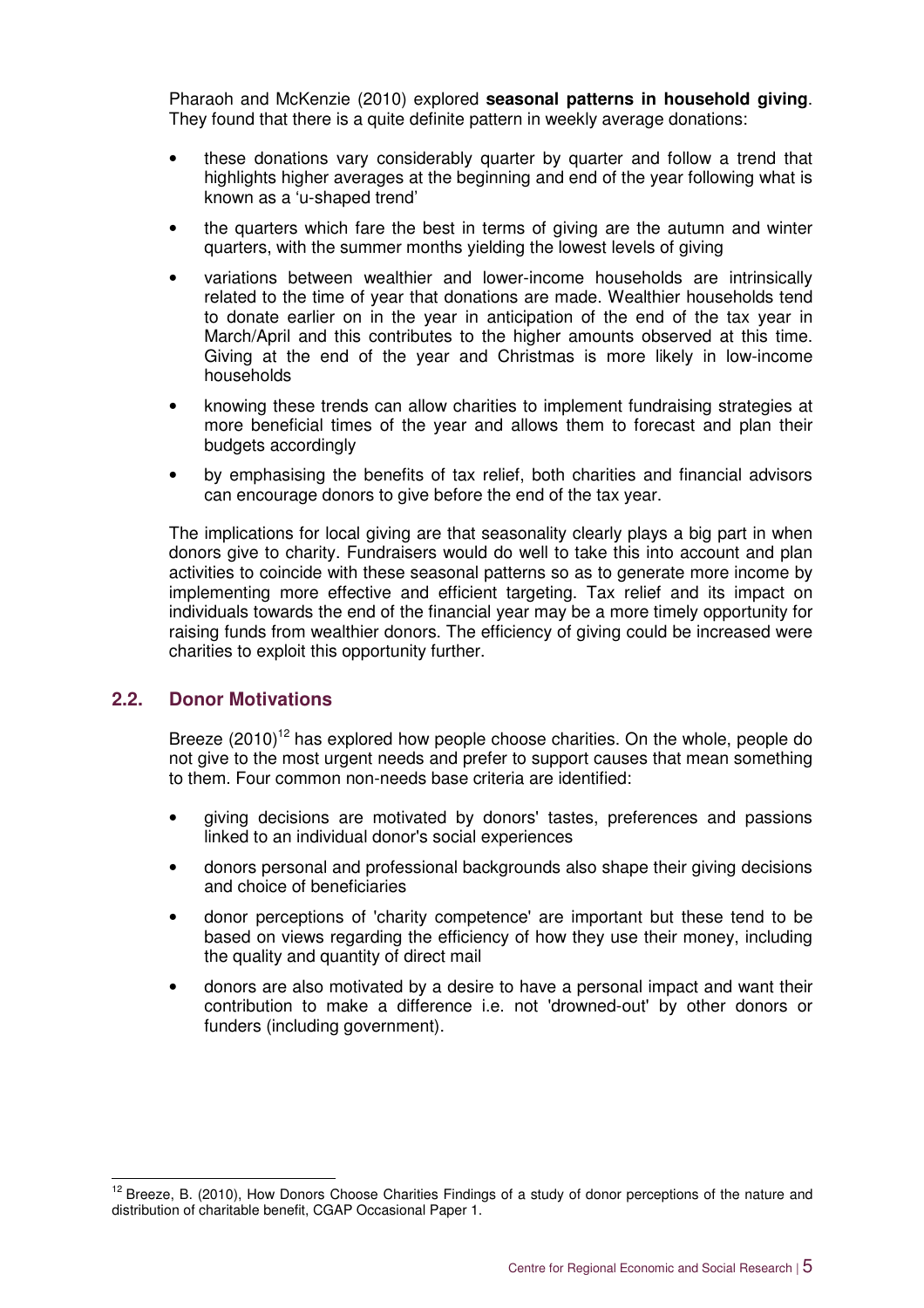Pharaoh and McKenzie (2010) explored **seasonal patterns in household giving**. They found that there is a quite definite pattern in weekly average donations:

- these donations vary considerably quarter by quarter and follow a trend that highlights higher averages at the beginning and end of the year following what is known as a 'u-shaped trend'
- the quarters which fare the best in terms of giving are the autumn and winter quarters, with the summer months yielding the lowest levels of giving
- variations between wealthier and lower-income households are intrinsically related to the time of year that donations are made. Wealthier households tend to donate earlier on in the year in anticipation of the end of the tax year in March/April and this contributes to the higher amounts observed at this time. Giving at the end of the year and Christmas is more likely in low-income households
- knowing these trends can allow charities to implement fundraising strategies at more beneficial times of the year and allows them to forecast and plan their budgets accordingly
- by emphasising the benefits of tax relief, both charities and financial advisors can encourage donors to give before the end of the tax year.

The implications for local giving are that seasonality clearly plays a big part in when donors give to charity. Fundraisers would do well to take this into account and plan activities to coincide with these seasonal patterns so as to generate more income by implementing more effective and efficient targeting. Tax relief and its impact on individuals towards the end of the financial year may be a more timely opportunity for raising funds from wealthier donors. The efficiency of giving could be increased were charities to exploit this opportunity further.

## 2.2. Donor Motivations

Breeze (2010)[12] has explored how people choose charities. On the whole, people do not give to the most urgent needs and prefer to support causes that mean something to them. Four common non-needs base criteria are identified:

- giving decisions are motivated by donors' tastes, preferences and passions linked to an individual donor's social experiences
- donors personal and professional backgrounds also shape their giving decisions and choice of beneficiaries
- donor perceptions of 'charity competence' are important but these tend to be based on views regarding the efficiency of how they use their money, including the quality and quantity of direct mail
- donors are also motivated by a desire to have a personal impact and want their contribution to make a difference i.e. not 'drowned-out' by other donors or funders (including government).

[12] Breeze, B. (2010), How Donors Choose Charities Findings of a study of donor perceptions of the nature and distribution of charitable benefit, CGAP Occasional Paper 1.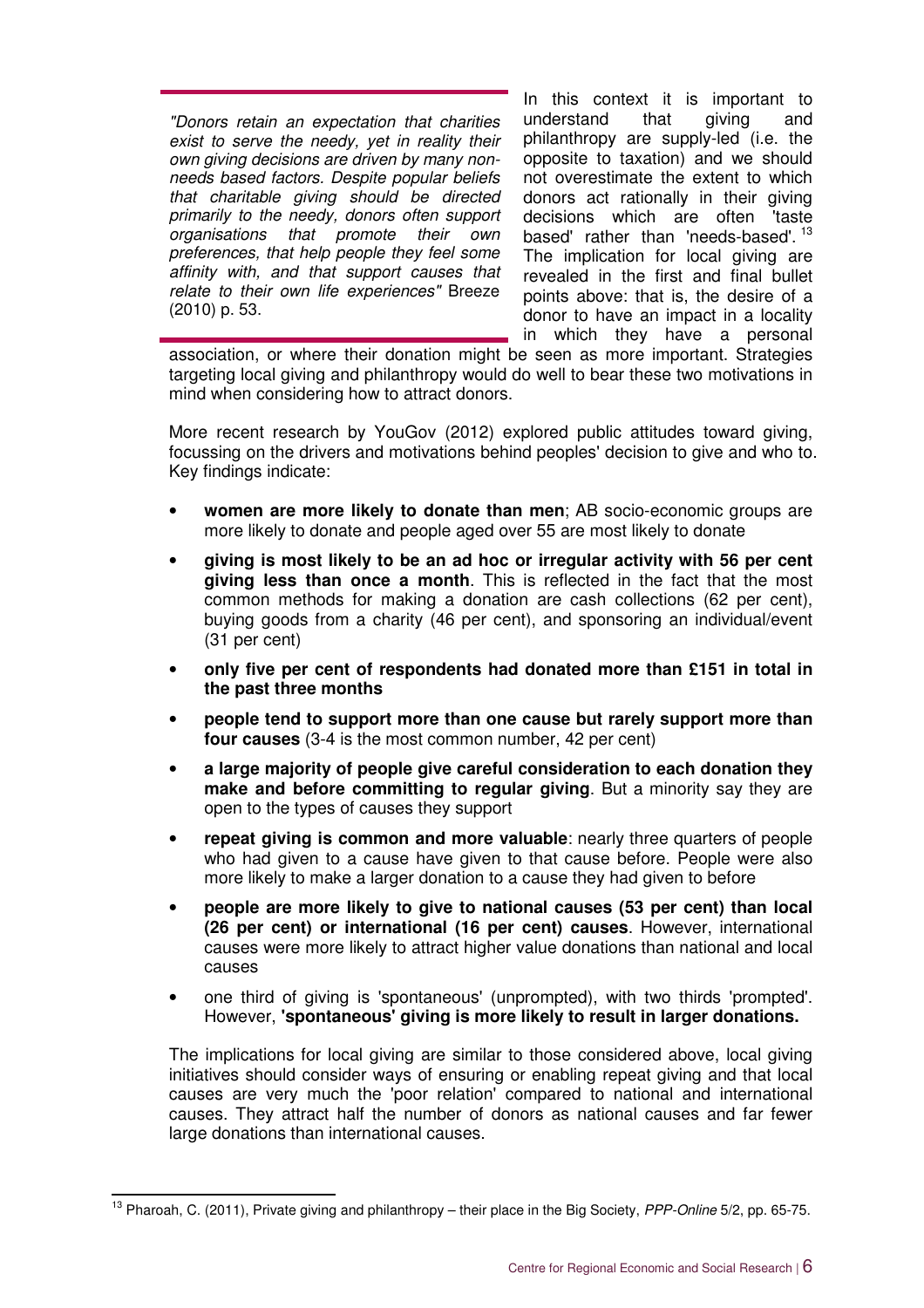> *"Donors retain an expectation that charities exist to serve the needy, yet in reality their own giving decisions are driven by many non-needs based factors. Despite popular beliefs that charitable giving should be directed primarily to the needy, donors often support organisations that promote their own preferences, that help people they feel some affinity with, and that support causes that relate to their own life experiences"* Breeze (2010) p. 53.

In this context it is important to understand that giving and philanthropy are supply-led (i.e. the opposite to taxation) and we should not overestimate the extent to which donors act rationally in their giving decisions which are often 'taste based' rather than 'needs-based'.[13] The implication for local giving are revealed in the first and final bullet points above: that is, the desire of a donor to have an impact in a locality in which they have a personal association, or where their donation might be seen as more important. Strategies targeting local giving and philanthropy would do well to bear these two motivations in mind when considering how to attract donors.

More recent research by YouGov (2012) explored public attitudes toward giving, focussing on the drivers and motivations behind peoples' decision to give and who to. Key findings indicate:

- **women are more likely to donate than men**; AB socio-economic groups are more likely to donate and people aged over 55 are most likely to donate
- **giving is most likely to be an ad hoc or irregular activity with 56 per cent giving less than once a month**. This is reflected in the fact that the most common methods for making a donation are cash collections (62 per cent), buying goods from a charity (46 per cent), and sponsoring an individual/event (31 per cent)
- **only five per cent of respondents had donated more than £151 in total in the past three months**
- **people tend to support more than one cause but rarely support more than four causes** (3-4 is the most common number, 42 per cent)
- **a large majority of people give careful consideration to each donation they make and before committing to regular giving**. But a minority say they are open to the types of causes they support
- **repeat giving is common and more valuable**: nearly three quarters of people who had given to a cause have given to that cause before. People were also more likely to make a larger donation to a cause they had given to before
- **people are more likely to give to national causes (53 per cent) than local (26 per cent) or international (16 per cent) causes**. However, international causes were more likely to attract higher value donations than national and local causes
- one third of giving is 'spontaneous' (unprompted), with two thirds 'prompted'. However, **'spontaneous' giving is more likely to result in larger donations.**

The implications for local giving are similar to those considered above, local giving initiatives should consider ways of ensuring or enabling repeat giving and that local causes are very much the 'poor relation' compared to national and international causes. They attract half the number of donors as national causes and far fewer large donations than international causes.

---

[13] Pharoah, C. (2011), Private giving and philanthropy – their place in the Big Society, *PPP-Online* 5/2, pp. 65-75.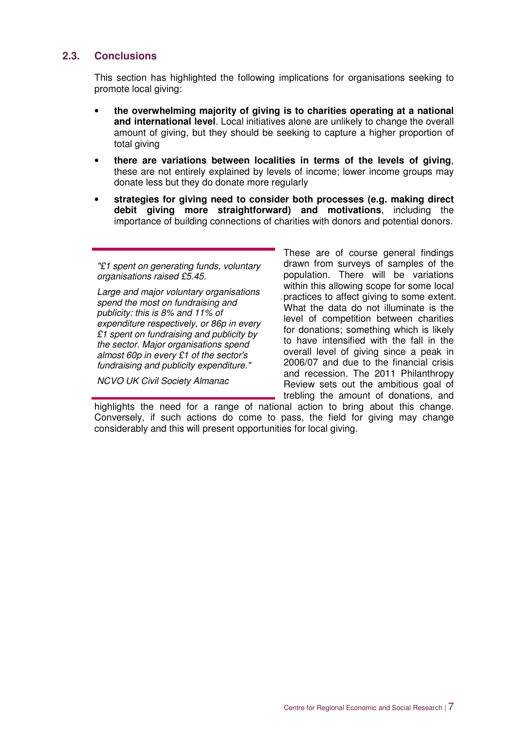## 2.3. Conclusions

This section has highlighted the following implications for organisations seeking to promote local giving:

- **the overwhelming majority of giving is to charities operating at a national and international level**. Local initiatives alone are unlikely to change the overall amount of giving, but they should be seeking to capture a higher proportion of total giving
- **there are variations between localities in terms of the levels of giving**, these are not entirely explained by levels of income; lower income groups may donate less but they do donate more regularly
- **strategies for giving need to consider both processes (e.g. making direct debit giving more straightforward) and motivations**, including the importance of building connections of charities with donors and potential donors.

> *"£1 spent on generating funds, voluntary organisations raised £5.45.*
>
> *Large and major voluntary organisations spend the most on fundraising and publicity: this is 8% and 11% of expenditure respectively, or 86p in every £1 spent on fundraising and publicity by the sector. Major organisations spend almost 60p in every £1 of the sector's fundraising and publicity expenditure."*
>
> *NCVO UK Civil Society Almanac*

These are of course general findings drawn from surveys of samples of the population. There will be variations within this allowing scope for some local practices to affect giving to some extent. What the data do not illuminate is the level of competition between charities for donations; something which is likely to have intensified with the fall in the overall level of giving since a peak in 2006/07 and due to the financial crisis and recession. The 2011 Philanthropy Review sets out the ambitious goal of trebling the amount of donations, and highlights the need for a range of national action to bring about this change. Conversely, if such actions do come to pass, the field for giving may change considerably and this will present opportunities for local giving.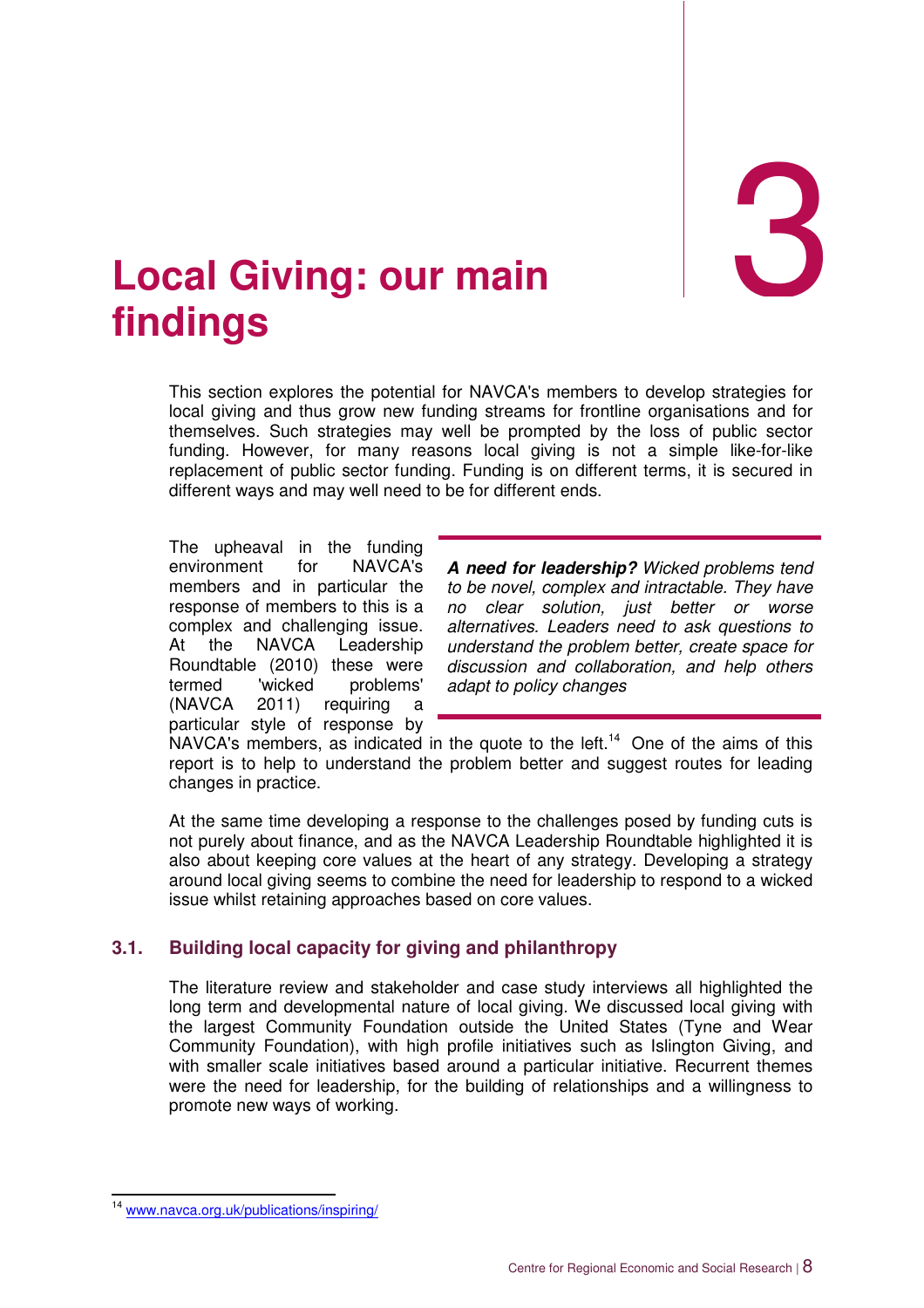# 3 Local Giving: our main findings

This section explores the potential for NAVCA's members to develop strategies for local giving and thus grow new funding streams for frontline organisations and for themselves. Such strategies may well be prompted by the loss of public sector funding. However, for many reasons local giving is not a simple like-for-like replacement of public sector funding. Funding is on different terms, it is secured in different ways and may well need to be for different ends.

> ***A need for leadership?*** *Wicked problems tend to be novel, complex and intractable. They have no clear solution, just better or worse alternatives. Leaders need to ask questions to understand the problem better, create space for discussion and collaboration, and help others adapt to policy changes*

The upheaval in the funding environment for NAVCA's members and in particular the response of members to this is a complex and challenging issue. At the NAVCA Leadership Roundtable (2010) these were termed 'wicked problems' (NAVCA 2011) requiring a particular style of response by NAVCA's members, as indicated in the quote to the left.[14] One of the aims of this report is to help to understand the problem better and suggest routes for leading changes in practice.

At the same time developing a response to the challenges posed by funding cuts is not purely about finance, and as the NAVCA Leadership Roundtable highlighted it is also about keeping core values at the heart of any strategy. Developing a strategy around local giving seems to combine the need for leadership to respond to a wicked issue whilst retaining approaches based on core values.

## 3.1. Building local capacity for giving and philanthropy

The literature review and stakeholder and case study interviews all highlighted the long term and developmental nature of local giving. We discussed local giving with the largest Community Foundation outside the United States (Tyne and Wear Community Foundation), with high profile initiatives such as Islington Giving, and with smaller scale initiatives based around a particular initiative. Recurrent themes were the need for leadership, for the building of relationships and a willingness to promote new ways of working.

[14] www.navca.org.uk/publications/inspiring/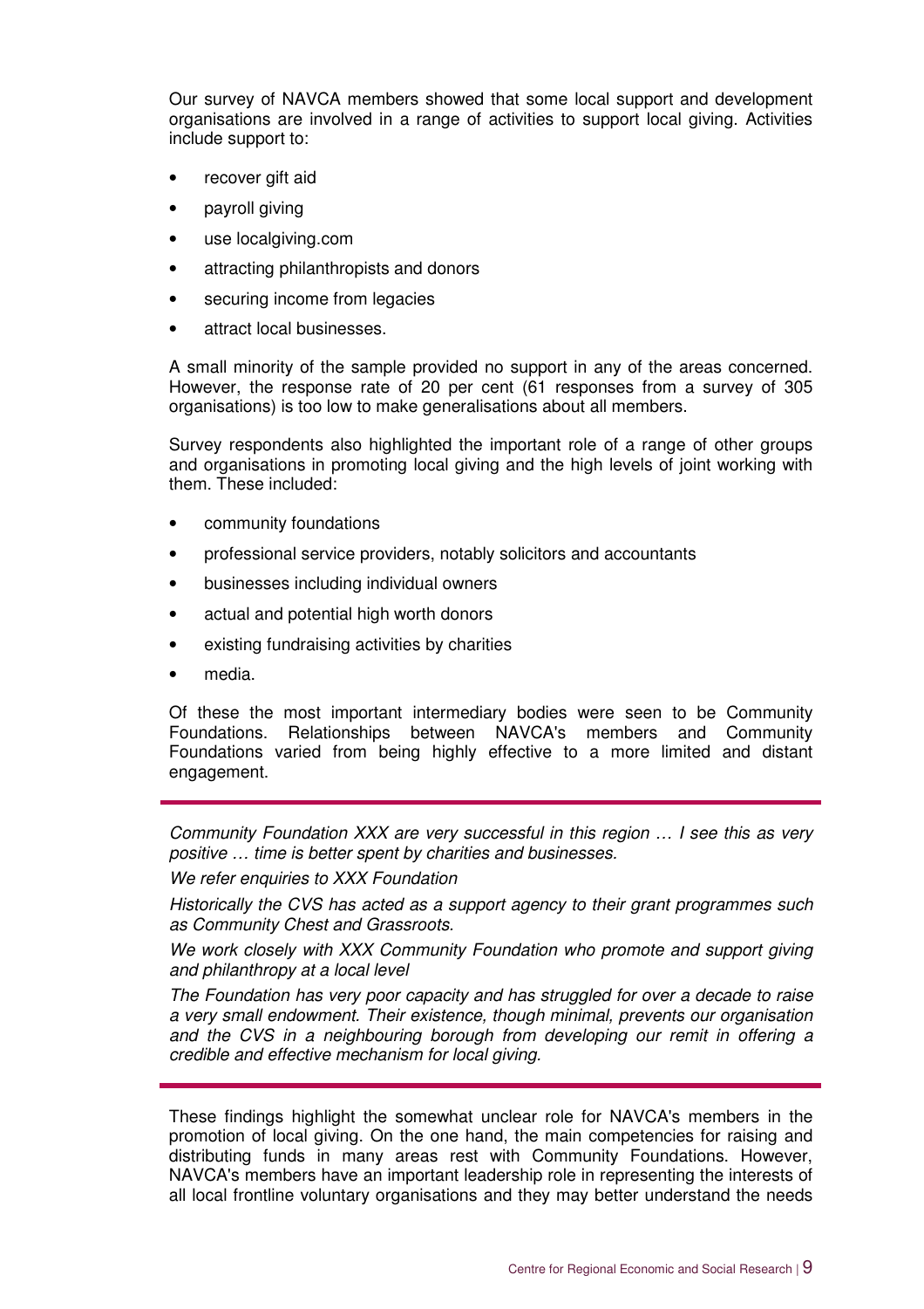Our survey of NAVCA members showed that some local support and development organisations are involved in a range of activities to support local giving. Activities include support to:

- recover gift aid
- payroll giving
- use localgiving.com
- attracting philanthropists and donors
- securing income from legacies
- attract local businesses.

A small minority of the sample provided no support in any of the areas concerned. However, the response rate of 20 per cent (61 responses from a survey of 305 organisations) is too low to make generalisations about all members.

Survey respondents also highlighted the important role of a range of other groups and organisations in promoting local giving and the high levels of joint working with them. These included:

- community foundations
- professional service providers, notably solicitors and accountants
- businesses including individual owners
- actual and potential high worth donors
- existing fundraising activities by charities
- media.

Of these the most important intermediary bodies were seen to be Community Foundations. Relationships between NAVCA's members and Community Foundations varied from being highly effective to a more limited and distant engagement.

---

*Community Foundation XXX are very successful in this region … I see this as very positive … time is better spent by charities and businesses.*

*We refer enquiries to XXX Foundation*

*Historically the CVS has acted as a support agency to their grant programmes such as Community Chest and Grassroots.*

*We work closely with XXX Community Foundation who promote and support giving and philanthropy at a local level*

*The Foundation has very poor capacity and has struggled for over a decade to raise a very small endowment. Their existence, though minimal, prevents our organisation and the CVS in a neighbouring borough from developing our remit in offering a credible and effective mechanism for local giving.*

---

These findings highlight the somewhat unclear role for NAVCA's members in the promotion of local giving. On the one hand, the main competencies for raising and distributing funds in many areas rest with Community Foundations. However, NAVCA's members have an important leadership role in representing the interests of all local frontline voluntary organisations and they may better understand the needs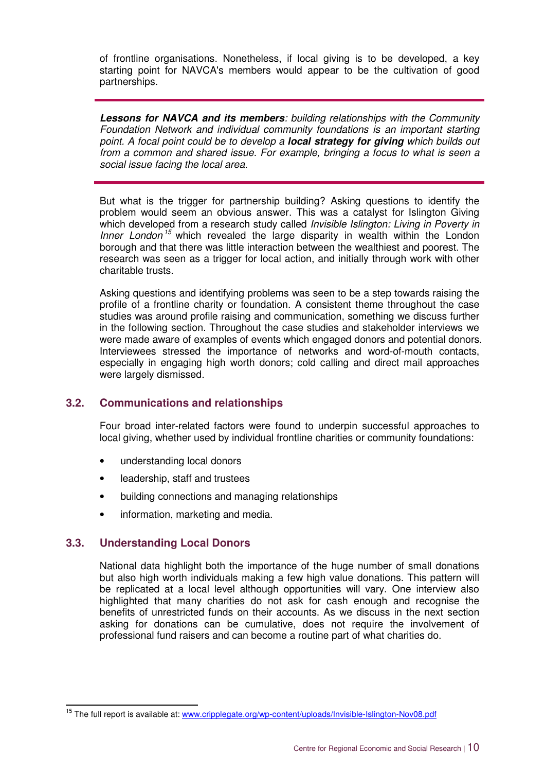of frontline organisations. Nonetheless, if local giving is to be developed, a key starting point for NAVCA's members would appear to be the cultivation of good partnerships.

---

***Lessons for NAVCA and its members**: building relationships with the Community Foundation Network and individual community foundations is an important starting point. A focal point could be to develop a **local strategy for giving** which builds out from a common and shared issue. For example, bringing a focus to what is seen a social issue facing the local area.*

---

But what is the trigger for partnership building? Asking questions to identify the problem would seem an obvious answer. This was a catalyst for Islington Giving which developed from a research study called *Invisible Islington: Living in Poverty in Inner London*[15] which revealed the large disparity in wealth within the London borough and that there was little interaction between the wealthiest and poorest. The research was seen as a trigger for local action, and initially through work with other charitable trusts.

Asking questions and identifying problems was seen to be a step towards raising the profile of a frontline charity or foundation. A consistent theme throughout the case studies was around profile raising and communication, something we discuss further in the following section. Throughout the case studies and stakeholder interviews we were made aware of examples of events which engaged donors and potential donors. Interviewees stressed the importance of networks and word-of-mouth contacts, especially in engaging high worth donors; cold calling and direct mail approaches were largely dismissed.

## 3.2. Communications and relationships

Four broad inter-related factors were found to underpin successful approaches to local giving, whether used by individual frontline charities or community foundations:

- understanding local donors
- leadership, staff and trustees
- building connections and managing relationships
- information, marketing and media.

## 3.3. Understanding Local Donors

National data highlight both the importance of the huge number of small donations but also high worth individuals making a few high value donations. This pattern will be replicated at a local level although opportunities will vary. One interview also highlighted that many charities do not ask for cash enough and recognise the benefits of unrestricted funds on their accounts. As we discuss in the next section asking for donations can be cumulative, does not require the involvement of professional fund raisers and can become a routine part of what charities do.

---

[15] The full report is available at: www.cripplegate.org/wp-content/uploads/Invisible-Islington-Nov08.pdf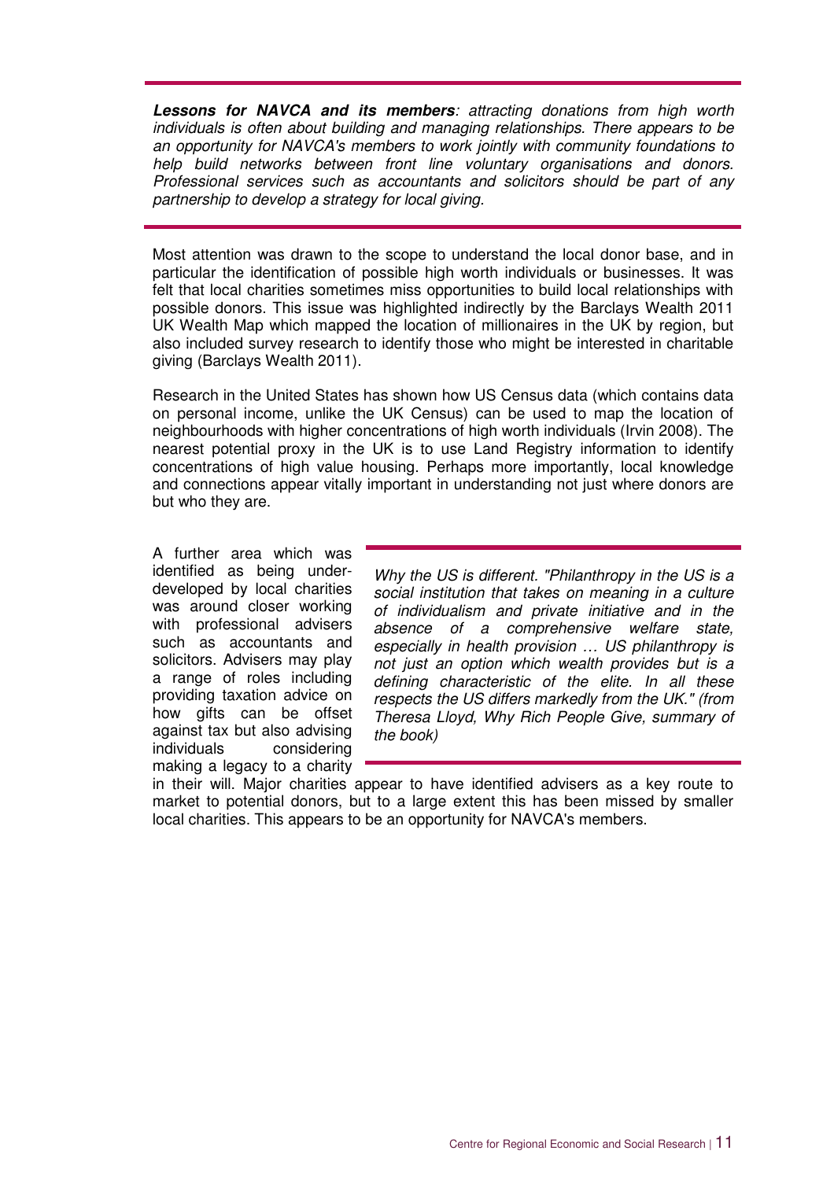***Lessons for NAVCA and its members**: attracting donations from high worth individuals is often about building and managing relationships. There appears to be an opportunity for NAVCA's members to work jointly with community foundations to help build networks between front line voluntary organisations and donors. Professional services such as accountants and solicitors should be part of any partnership to develop a strategy for local giving.*

Most attention was drawn to the scope to understand the local donor base, and in particular the identification of possible high worth individuals or businesses. It was felt that local charities sometimes miss opportunities to build local relationships with possible donors. This issue was highlighted indirectly by the Barclays Wealth 2011 UK Wealth Map which mapped the location of millionaires in the UK by region, but also included survey research to identify those who might be interested in charitable giving (Barclays Wealth 2011).

Research in the United States has shown how US Census data (which contains data on personal income, unlike the UK Census) can be used to map the location of neighbourhoods with higher concentrations of high worth individuals (Irvin 2008). The nearest potential proxy in the UK is to use Land Registry information to identify concentrations of high value housing. Perhaps more importantly, local knowledge and connections appear vitally important in understanding not just where donors are but who they are.

*Why the US is different. "Philanthropy in the US is a social institution that takes on meaning in a culture of individualism and private initiative and in the absence of a comprehensive welfare state, especially in health provision … US philanthropy is not just an option which wealth provides but is a defining characteristic of the elite. In all these respects the US differs markedly from the UK." (from Theresa Lloyd, Why Rich People Give, summary of the book)*

A further area which was identified as being under-developed by local charities was around closer working with professional advisers such as accountants and solicitors. Advisers may play a range of roles including providing taxation advice on how gifts can be offset against tax but also advising individuals considering making a legacy to a charity in their will. Major charities appear to have identified advisers as a key route to market to potential donors, but to a large extent this has been missed by smaller local charities. This appears to be an opportunity for NAVCA's members.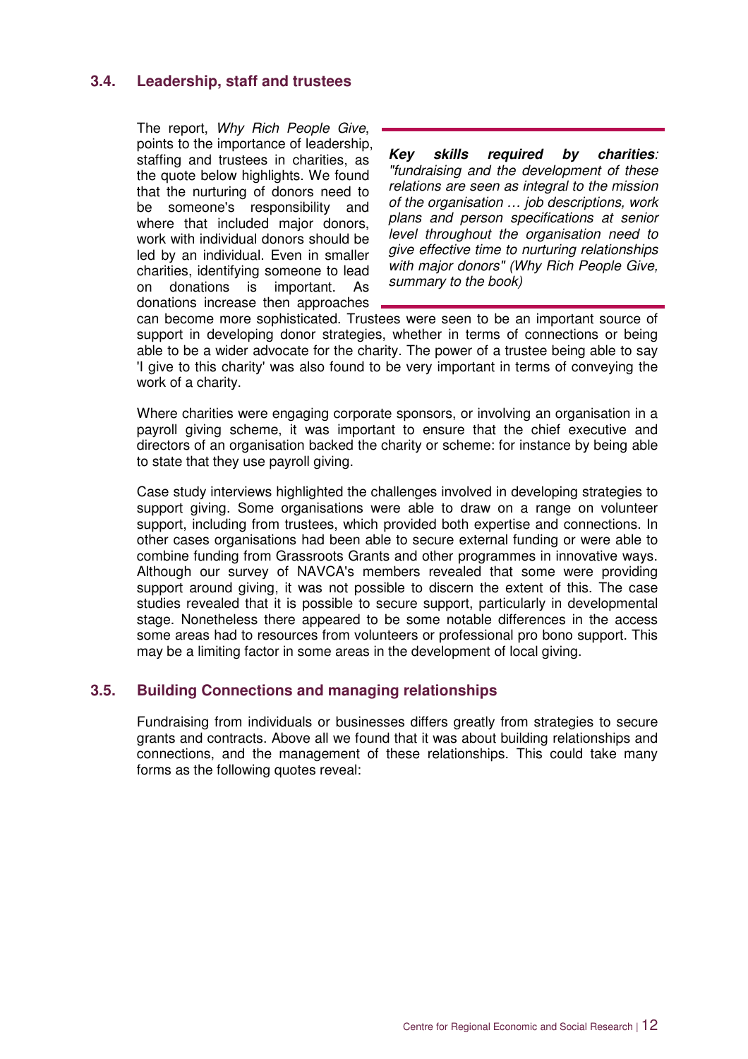### 3.4. Leadership, staff and trustees

> ***Key skills required by charities****: "fundraising and the development of these relations are seen as integral to the mission of the organisation … job descriptions, work plans and person specifications at senior level throughout the organisation need to give effective time to nurturing relationships with major donors" (Why Rich People Give, summary to the book)*

The report, *Why Rich People Give*, points to the importance of leadership, staffing and trustees in charities, as the quote below highlights. We found that the nurturing of donors need to be someone's responsibility and where that included major donors, work with individual donors should be led by an individual. Even in smaller charities, identifying someone to lead on donations is important. As donations increase then approaches can become more sophisticated. Trustees were seen to be an important source of support in developing donor strategies, whether in terms of connections or being able to be a wider advocate for the charity. The power of a trustee being able to say 'I give to this charity' was also found to be very important in terms of conveying the work of a charity.

Where charities were engaging corporate sponsors, or involving an organisation in a payroll giving scheme, it was important to ensure that the chief executive and directors of an organisation backed the charity or scheme: for instance by being able to state that they use payroll giving.

Case study interviews highlighted the challenges involved in developing strategies to support giving. Some organisations were able to draw on a range on volunteer support, including from trustees, which provided both expertise and connections. In other cases organisations had been able to secure external funding or were able to combine funding from Grassroots Grants and other programmes in innovative ways. Although our survey of NAVCA's members revealed that some were providing support around giving, it was not possible to discern the extent of this. The case studies revealed that it is possible to secure support, particularly in developmental stage. Nonetheless there appeared to be some notable differences in the access some areas had to resources from volunteers or professional pro bono support. This may be a limiting factor in some areas in the development of local giving.

### 3.5. Building Connections and managing relationships

Fundraising from individuals or businesses differs greatly from strategies to secure grants and contracts. Above all we found that it was about building relationships and connections, and the management of these relationships. This could take many forms as the following quotes reveal: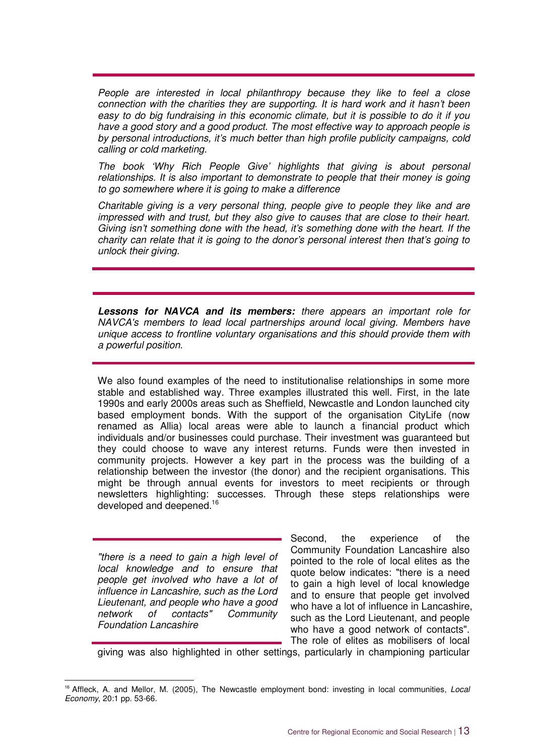*People are interested in local philanthropy because they like to feel a close connection with the charities they are supporting. It is hard work and it hasn't been easy to do big fundraising in this economic climate, but it is possible to do it if you have a good story and a good product. The most effective way to approach people is by personal introductions, it's much better than high profile publicity campaigns, cold calling or cold marketing.*

*The book 'Why Rich People Give' highlights that giving is about personal relationships. It is also important to demonstrate to people that their money is going to go somewhere where it is going to make a difference*

*Charitable giving is a very personal thing, people give to people they like and are impressed with and trust, but they also give to causes that are close to their heart. Giving isn't something done with the head, it's something done with the heart. If the charity can relate that it is going to the donor's personal interest then that's going to unlock their giving.*

***Lessons for NAVCA and its members:** there appears an important role for NAVCA's members to lead local partnerships around local giving. Members have unique access to frontline voluntary organisations and this should provide them with a powerful position.*

We also found examples of the need to institutionalise relationships in some more stable and established way. Three examples illustrated this well. First, in the late 1990s and early 2000s areas such as Sheffield, Newcastle and London launched city based employment bonds. With the support of the organisation CityLife (now renamed as Allia) local areas were able to launch a financial product which individuals and/or businesses could purchase. Their investment was guaranteed but they could choose to wave any interest returns. Funds were then invested in community projects. However a key part in the process was the building of a relationship between the investor (the donor) and the recipient organisations. This might be through annual events for investors to meet recipients or through newsletters highlighting: successes. Through these steps relationships were developed and deepened.[16]

*"there is a need to gain a high level of local knowledge and to ensure that people get involved who have a lot of influence in Lancashire, such as the Lord Lieutenant, and people who have a good network of contacts" Community Foundation Lancashire*

Second, the experience of the Community Foundation Lancashire also pointed to the role of local elites as the quote below indicates: "there is a need to gain a high level of local knowledge and to ensure that people get involved who have a lot of influence in Lancashire, such as the Lord Lieutenant, and people who have a good network of contacts". The role of elites as mobilisers of local giving was also highlighted in other settings, particularly in championing particular

[16] Affleck, A. and Mellor, M. (2005), The Newcastle employment bond: investing in local communities, *Local Economy*, 20:1 pp. 53-66.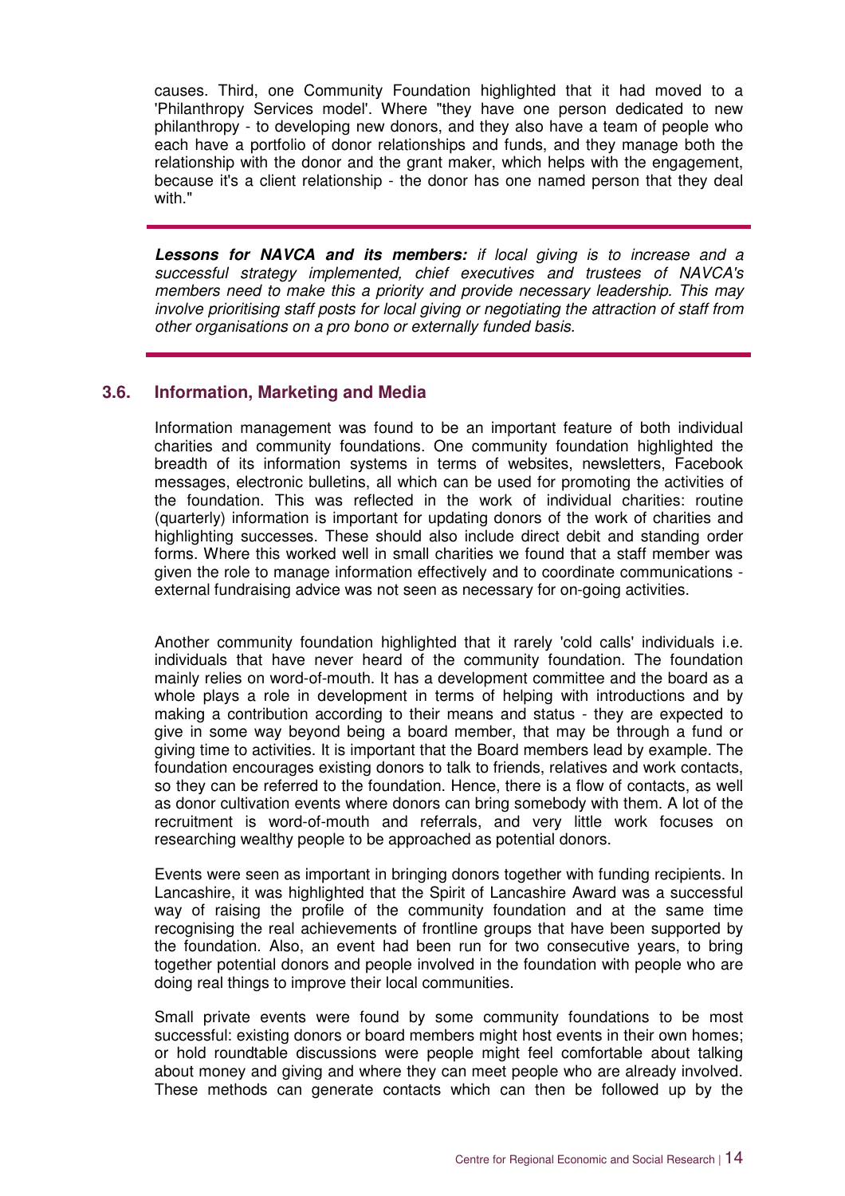causes. Third, one Community Foundation highlighted that it had moved to a 'Philanthropy Services model'. Where "they have one person dedicated to new philanthropy - to developing new donors, and they also have a team of people who each have a portfolio of donor relationships and funds, and they manage both the relationship with the donor and the grant maker, which helps with the engagement, because it's a client relationship - the donor has one named person that they deal with."

---

***Lessons for NAVCA and its members:*** *if local giving is to increase and a successful strategy implemented, chief executives and trustees of NAVCA's members need to make this a priority and provide necessary leadership. This may involve prioritising staff posts for local giving or negotiating the attraction of staff from other organisations on a pro bono or externally funded basis.*

---

### 3.6. Information, Marketing and Media

Information management was found to be an important feature of both individual charities and community foundations. One community foundation highlighted the breadth of its information systems in terms of websites, newsletters, Facebook messages, electronic bulletins, all which can be used for promoting the activities of the foundation. This was reflected in the work of individual charities: routine (quarterly) information is important for updating donors of the work of charities and highlighting successes. These should also include direct debit and standing order forms. Where this worked well in small charities we found that a staff member was given the role to manage information effectively and to coordinate communications - external fundraising advice was not seen as necessary for on-going activities.

Another community foundation highlighted that it rarely 'cold calls' individuals i.e. individuals that have never heard of the community foundation. The foundation mainly relies on word-of-mouth. It has a development committee and the board as a whole plays a role in development in terms of helping with introductions and by making a contribution according to their means and status - they are expected to give in some way beyond being a board member, that may be through a fund or giving time to activities. It is important that the Board members lead by example. The foundation encourages existing donors to talk to friends, relatives and work contacts, so they can be referred to the foundation. Hence, there is a flow of contacts, as well as donor cultivation events where donors can bring somebody with them. A lot of the recruitment is word-of-mouth and referrals, and very little work focuses on researching wealthy people to be approached as potential donors.

Events were seen as important in bringing donors together with funding recipients. In Lancashire, it was highlighted that the Spirit of Lancashire Award was a successful way of raising the profile of the community foundation and at the same time recognising the real achievements of frontline groups that have been supported by the foundation. Also, an event had been run for two consecutive years, to bring together potential donors and people involved in the foundation with people who are doing real things to improve their local communities.

Small private events were found by some community foundations to be most successful: existing donors or board members might host events in their own homes; or hold roundtable discussions were people might feel comfortable about talking about money and giving and where they can meet people who are already involved. These methods can generate contacts which can then be followed up by the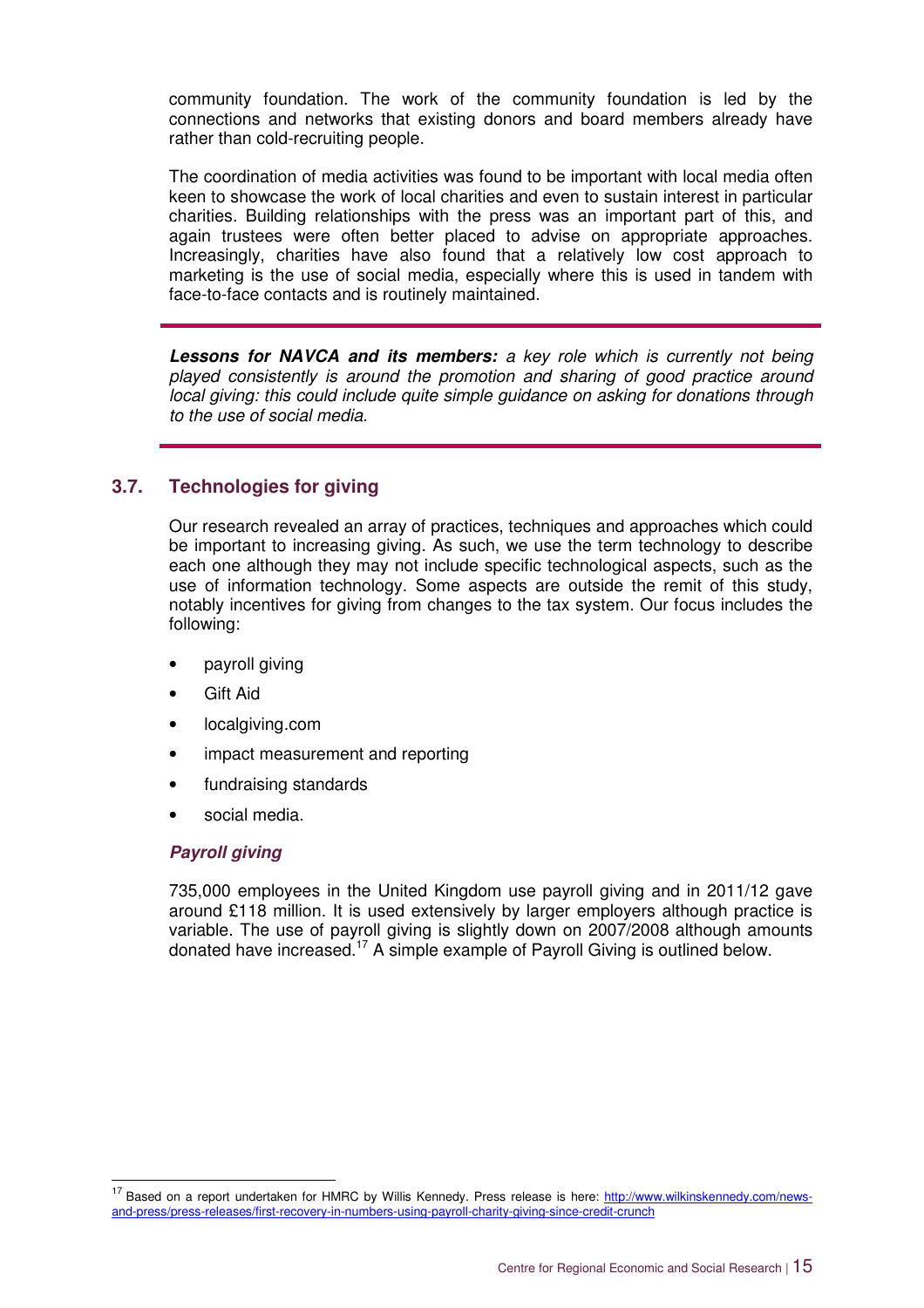community foundation. The work of the community foundation is led by the connections and networks that existing donors and board members already have rather than cold-recruiting people.

The coordination of media activities was found to be important with local media often keen to showcase the work of local charities and even to sustain interest in particular charities. Building relationships with the press was an important part of this, and again trustees were often better placed to advise on appropriate approaches. Increasingly, charities have also found that a relatively low cost approach to marketing is the use of social media, especially where this is used in tandem with face-to-face contacts and is routinely maintained.

---

***Lessons for NAVCA and its members:*** *a key role which is currently not being played consistently is around the promotion and sharing of good practice around local giving: this could include quite simple guidance on asking for donations through to the use of social media.*

---

## 3.7. Technologies for giving

Our research revealed an array of practices, techniques and approaches which could be important to increasing giving. As such, we use the term technology to describe each one although they may not include specific technological aspects, such as the use of information technology. Some aspects are outside the remit of this study, notably incentives for giving from changes to the tax system. Our focus includes the following:

- payroll giving
- Gift Aid
- localgiving.com
- impact measurement and reporting
- fundraising standards
- social media.

### *Payroll giving*

735,000 employees in the United Kingdom use payroll giving and in 2011/12 gave around £118 million. It is used extensively by larger employers although practice is variable. The use of payroll giving is slightly down on 2007/2008 although amounts donated have increased.[17] A simple example of Payroll Giving is outlined below.

[17] Based on a report undertaken for HMRC by Willis Kennedy. Press release is here: http://www.wilkinskennedy.com/news-and-press/press-releases/first-recovery-in-numbers-using-payroll-charity-giving-since-credit-crunch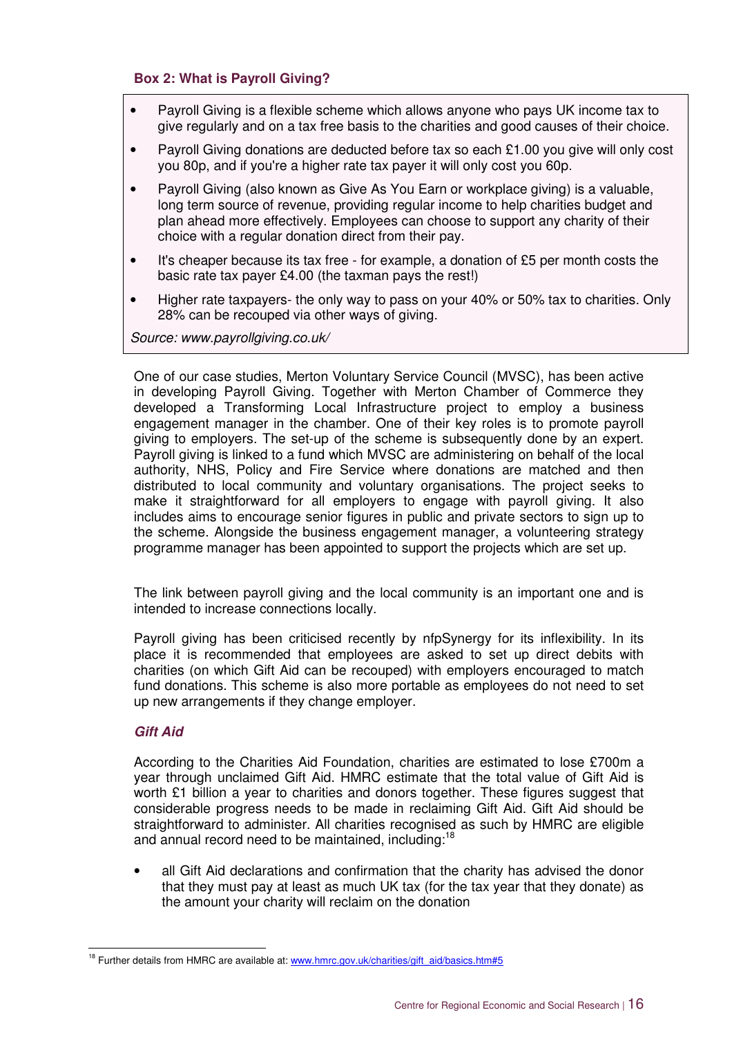**Box 2: What is Payroll Giving?**

- Payroll Giving is a flexible scheme which allows anyone who pays UK income tax to give regularly and on a tax free basis to the charities and good causes of their choice.
- Payroll Giving donations are deducted before tax so each £1.00 you give will only cost you 80p, and if you're a higher rate tax payer it will only cost you 60p.
- Payroll Giving (also known as Give As You Earn or workplace giving) is a valuable, long term source of revenue, providing regular income to help charities budget and plan ahead more effectively. Employees can choose to support any charity of their choice with a regular donation direct from their pay.
- It's cheaper because its tax free - for example, a donation of £5 per month costs the basic rate tax payer £4.00 (the taxman pays the rest!)
- Higher rate taxpayers- the only way to pass on your 40% or 50% tax to charities. Only 28% can be recouped via other ways of giving.

*Source: www.payrollgiving.co.uk/*

One of our case studies, Merton Voluntary Service Council (MVSC), has been active in developing Payroll Giving. Together with Merton Chamber of Commerce they developed a Transforming Local Infrastructure project to employ a business engagement manager in the chamber. One of their key roles is to promote payroll giving to employers. The set-up of the scheme is subsequently done by an expert. Payroll giving is linked to a fund which MVSC are administering on behalf of the local authority, NHS, Policy and Fire Service where donations are matched and then distributed to local community and voluntary organisations. The project seeks to make it straightforward for all employers to engage with payroll giving. It also includes aims to encourage senior figures in public and private sectors to sign up to the scheme. Alongside the business engagement manager, a volunteering strategy programme manager has been appointed to support the projects which are set up.

The link between payroll giving and the local community is an important one and is intended to increase connections locally.

Payroll giving has been criticised recently by nfpSynergy for its inflexibility. In its place it is recommended that employees are asked to set up direct debits with charities (on which Gift Aid can be recouped) with employers encouraged to match fund donations. This scheme is also more portable as employees do not need to set up new arrangements if they change employer.

### *Gift Aid*

According to the Charities Aid Foundation, charities are estimated to lose £700m a year through unclaimed Gift Aid. HMRC estimate that the total value of Gift Aid is worth £1 billion a year to charities and donors together. These figures suggest that considerable progress needs to be made in reclaiming Gift Aid. Gift Aid should be straightforward to administer. All charities recognised as such by HMRC are eligible and annual record need to be maintained, including:[18]

- all Gift Aid declarations and confirmation that the charity has advised the donor that they must pay at least as much UK tax (for the tax year that they donate) as the amount your charity will reclaim on the donation

[18] Further details from HMRC are available at: www.hmrc.gov.uk/charities/gift_aid/basics.htm#5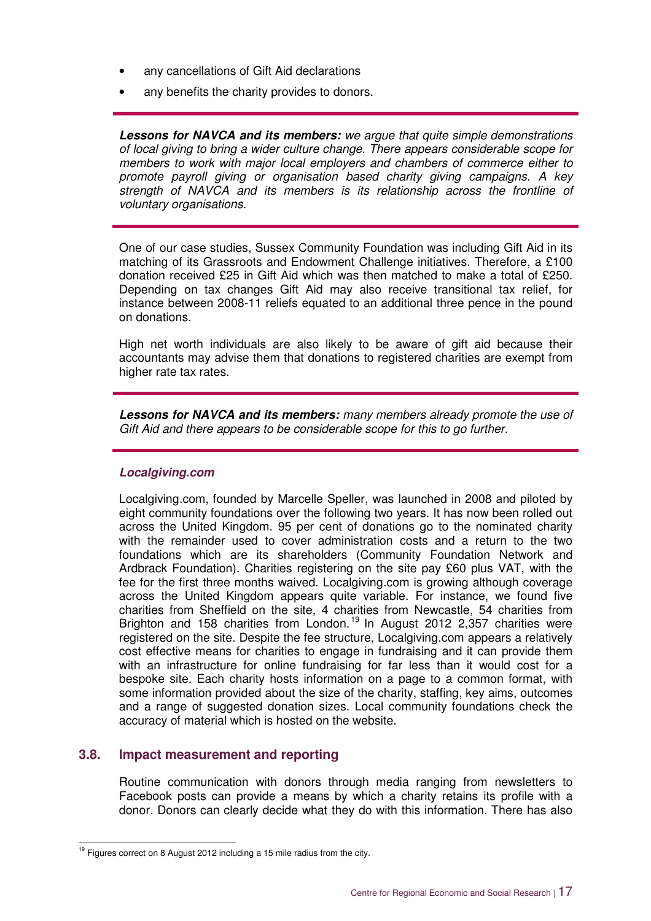- any cancellations of Gift Aid declarations
- any benefits the charity provides to donors.

---

***Lessons for NAVCA and its members:*** *we argue that quite simple demonstrations of local giving to bring a wider culture change. There appears considerable scope for members to work with major local employers and chambers of commerce either to promote payroll giving or organisation based charity giving campaigns. A key strength of NAVCA and its members is its relationship across the frontline of voluntary organisations.*

---

One of our case studies, Sussex Community Foundation was including Gift Aid in its matching of its Grassroots and Endowment Challenge initiatives. Therefore, a £100 donation received £25 in Gift Aid which was then matched to make a total of £250. Depending on tax changes Gift Aid may also receive transitional tax relief, for instance between 2008-11 reliefs equated to an additional three pence in the pound on donations.

High net worth individuals are also likely to be aware of gift aid because their accountants may advise them that donations to registered charities are exempt from higher rate tax rates.

---

***Lessons for NAVCA and its members:*** *many members already promote the use of Gift Aid and there appears to be considerable scope for this to go further.*

---

***Localgiving.com***

Localgiving.com, founded by Marcelle Speller, was launched in 2008 and piloted by eight community foundations over the following two years. It has now been rolled out across the United Kingdom. 95 per cent of donations go to the nominated charity with the remainder used to cover administration costs and a return to the two foundations which are its shareholders (Community Foundation Network and Ardbrack Foundation). Charities registering on the site pay £60 plus VAT, with the fee for the first three months waived. Localgiving.com is growing although coverage across the United Kingdom appears quite variable. For instance, we found five charities from Sheffield on the site, 4 charities from Newcastle, 54 charities from Brighton and 158 charities from London.[19] In August 2012 2,357 charities were registered on the site. Despite the fee structure, Localgiving.com appears a relatively cost effective means for charities to engage in fundraising and it can provide them with an infrastructure for online fundraising for far less than it would cost for a bespoke site. Each charity hosts information on a page to a common format, with some information provided about the size of the charity, staffing, key aims, outcomes and a range of suggested donation sizes. Local community foundations check the accuracy of material which is hosted on the website.

## 3.8. Impact measurement and reporting

Routine communication with donors through media ranging from newsletters to Facebook posts can provide a means by which a charity retains its profile with a donor. Donors can clearly decide what they do with this information. There has also

[19] Figures correct on 8 August 2012 including a 15 mile radius from the city.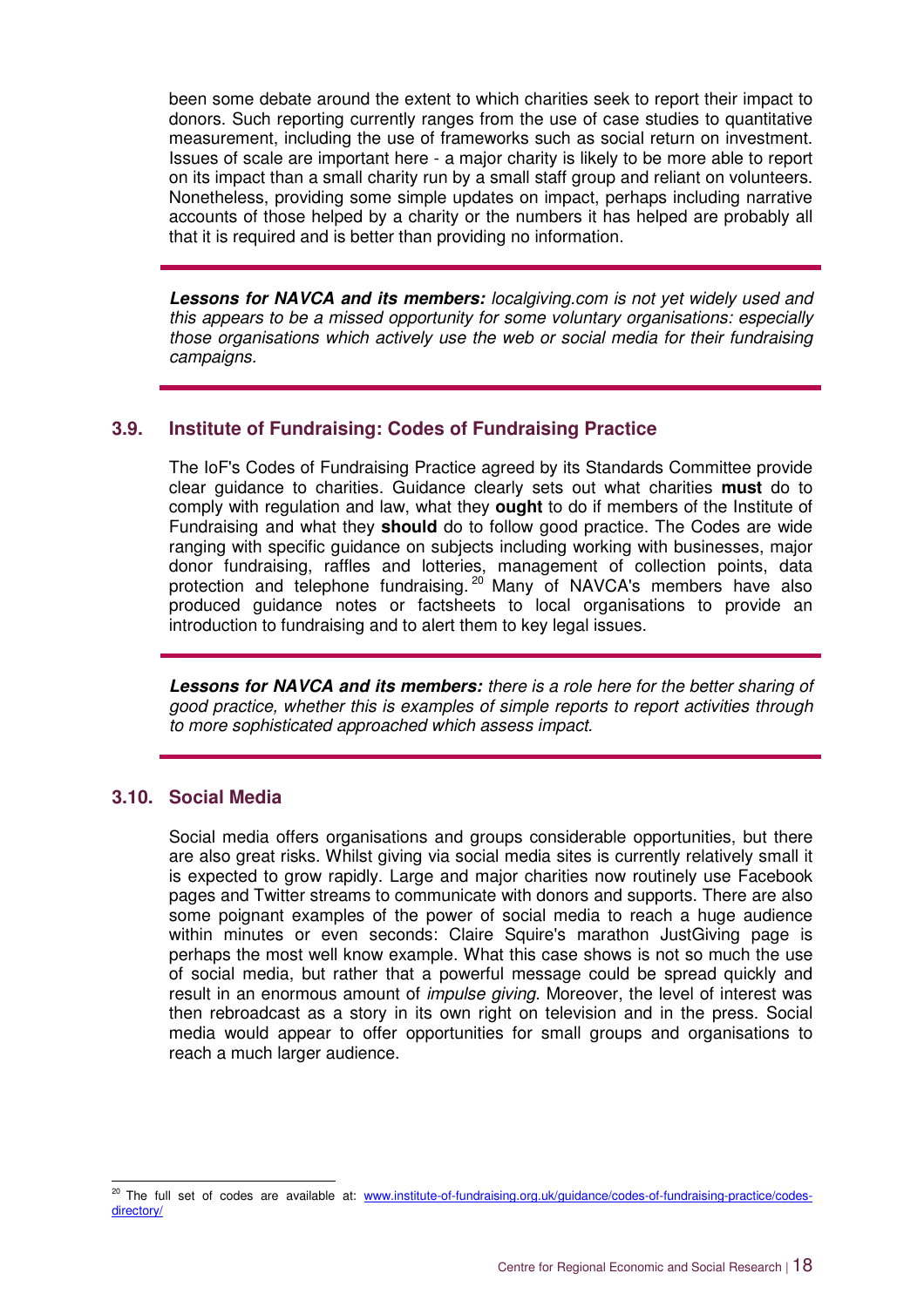been some debate around the extent to which charities seek to report their impact to donors. Such reporting currently ranges from the use of case studies to quantitative measurement, including the use of frameworks such as social return on investment. Issues of scale are important here - a major charity is likely to be more able to report on its impact than a small charity run by a small staff group and reliant on volunteers. Nonetheless, providing some simple updates on impact, perhaps including narrative accounts of those helped by a charity or the numbers it has helped are probably all that it is required and is better than providing no information.

---

***Lessons for NAVCA and its members:*** *localgiving.com is not yet widely used and this appears to be a missed opportunity for some voluntary organisations: especially those organisations which actively use the web or social media for their fundraising campaigns.*

---

## 3.9. Institute of Fundraising: Codes of Fundraising Practice

The IoF's Codes of Fundraising Practice agreed by its Standards Committee provide clear guidance to charities. Guidance clearly sets out what charities **must** do to comply with regulation and law, what they **ought** to do if members of the Institute of Fundraising and what they **should** do to follow good practice. The Codes are wide ranging with specific guidance on subjects including working with businesses, major donor fundraising, raffles and lotteries, management of collection points, data protection and telephone fundraising.[20] Many of NAVCA's members have also produced guidance notes or factsheets to local organisations to provide an introduction to fundraising and to alert them to key legal issues.

---

***Lessons for NAVCA and its members:*** *there is a role here for the better sharing of good practice, whether this is examples of simple reports to report activities through to more sophisticated approached which assess impact.*

---

## 3.10. Social Media

Social media offers organisations and groups considerable opportunities, but there are also great risks. Whilst giving via social media sites is currently relatively small it is expected to grow rapidly. Large and major charities now routinely use Facebook pages and Twitter streams to communicate with donors and supports. There are also some poignant examples of the power of social media to reach a huge audience within minutes or even seconds: Claire Squire's marathon JustGiving page is perhaps the most well know example. What this case shows is not so much the use of social media, but rather that a powerful message could be spread quickly and result in an enormous amount of *impulse giving*. Moreover, the level of interest was then rebroadcast as a story in its own right on television and in the press. Social media would appear to offer opportunities for small groups and organisations to reach a much larger audience.

---

[20] The full set of codes are available at: www.institute-of-fundraising.org.uk/guidance/codes-of-fundraising-practice/codes-directory/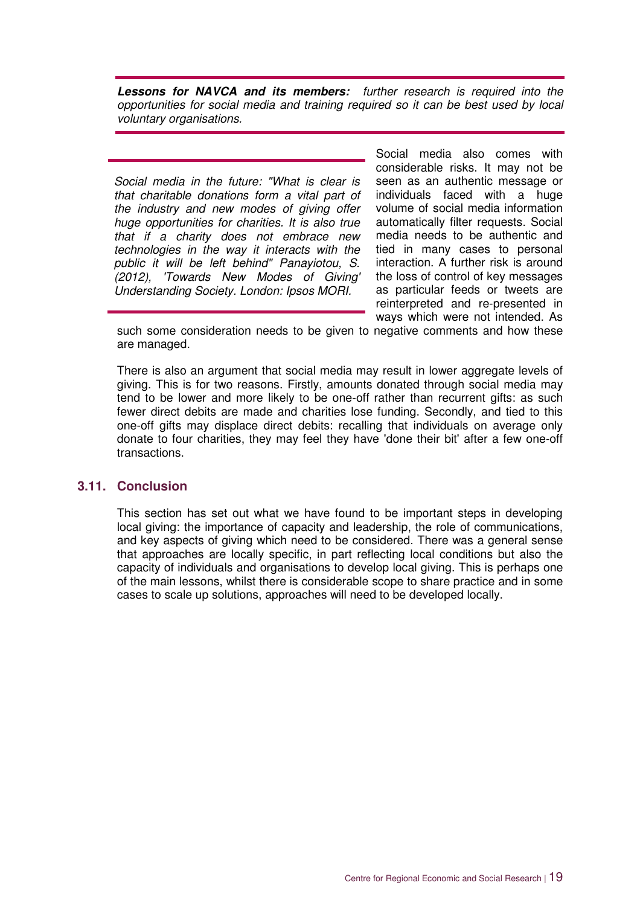***Lessons for NAVCA and its members:*** *further research is required into the opportunities for social media and training required so it can be best used by local voluntary organisations.*

*Social media in the future: "What is clear is that charitable donations form a vital part of the industry and new modes of giving offer huge opportunities for charities. It is also true that if a charity does not embrace new technologies in the way it interacts with the public it will be left behind" Panayiotou, S. (2012), 'Towards New Modes of Giving' Understanding Society. London: Ipsos MORI.*

Social media also comes with considerable risks. It may not be seen as an authentic message or individuals faced with a huge volume of social media information automatically filter requests. Social media needs to be authentic and tied in many cases to personal interaction. A further risk is around the loss of control of key messages as particular feeds or tweets are reinterpreted and re-presented in ways which were not intended. As such some consideration needs to be given to negative comments and how these are managed.

There is also an argument that social media may result in lower aggregate levels of giving. This is for two reasons. Firstly, amounts donated through social media may tend to be lower and more likely to be one-off rather than recurrent gifts: as such fewer direct debits are made and charities lose funding. Secondly, and tied to this one-off gifts may displace direct debits: recalling that individuals on average only donate to four charities, they may feel they have 'done their bit' after a few one-off transactions.

## 3.11. Conclusion

This section has set out what we have found to be important steps in developing local giving: the importance of capacity and leadership, the role of communications, and key aspects of giving which need to be considered. There was a general sense that approaches are locally specific, in part reflecting local conditions but also the capacity of individuals and organisations to develop local giving. This is perhaps one of the main lessons, whilst there is considerable scope to share practice and in some cases to scale up solutions, approaches will need to be developed locally.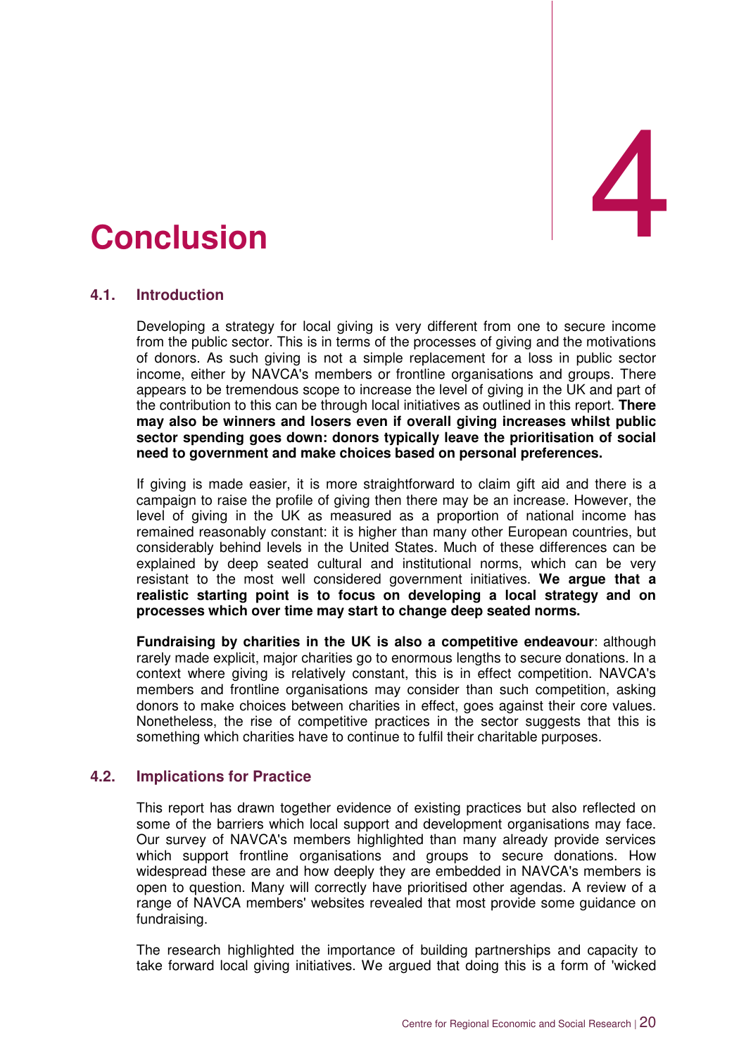# 4 Conclusion

## 4.1. Introduction

Developing a strategy for local giving is very different from one to secure income from the public sector. This is in terms of the processes of giving and the motivations of donors. As such giving is not a simple replacement for a loss in public sector income, either by NAVCA's members or frontline organisations and groups. There appears to be tremendous scope to increase the level of giving in the UK and part of the contribution to this can be through local initiatives as outlined in this report. **There may also be winners and losers even if overall giving increases whilst public sector spending goes down: donors typically leave the prioritisation of social need to government and make choices based on personal preferences.**

If giving is made easier, it is more straightforward to claim gift aid and there is a campaign to raise the profile of giving then there may be an increase. However, the level of giving in the UK as measured as a proportion of national income has remained reasonably constant: it is higher than many other European countries, but considerably behind levels in the United States. Much of these differences can be explained by deep seated cultural and institutional norms, which can be very resistant to the most well considered government initiatives. **We argue that a realistic starting point is to focus on developing a local strategy and on processes which over time may start to change deep seated norms.**

**Fundraising by charities in the UK is also a competitive endeavour**: although rarely made explicit, major charities go to enormous lengths to secure donations. In a context where giving is relatively constant, this is in effect competition. NAVCA's members and frontline organisations may consider than such competition, asking donors to make choices between charities in effect, goes against their core values. Nonetheless, the rise of competitive practices in the sector suggests that this is something which charities have to continue to fulfil their charitable purposes.

## 4.2. Implications for Practice

This report has drawn together evidence of existing practices but also reflected on some of the barriers which local support and development organisations may face. Our survey of NAVCA's members highlighted than many already provide services which support frontline organisations and groups to secure donations. How widespread these are and how deeply they are embedded in NAVCA's members is open to question. Many will correctly have prioritised other agendas. A review of a range of NAVCA members' websites revealed that most provide some guidance on fundraising.

The research highlighted the importance of building partnerships and capacity to take forward local giving initiatives. We argued that doing this is a form of 'wicked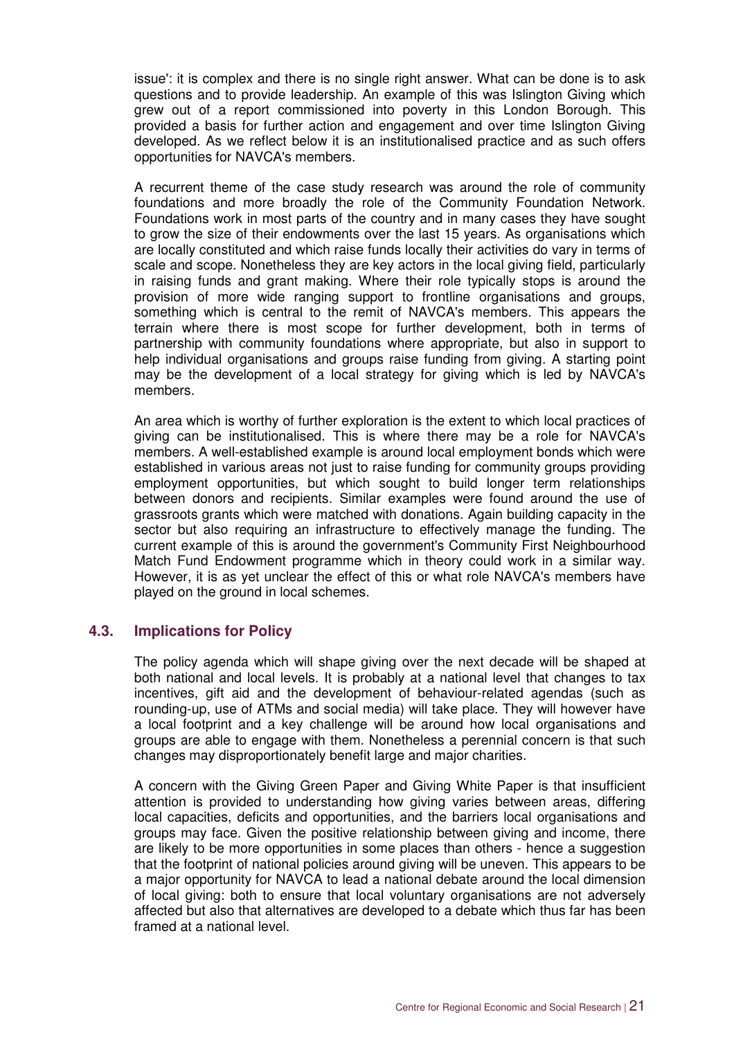issue': it is complex and there is no single right answer. What can be done is to ask questions and to provide leadership. An example of this was Islington Giving which grew out of a report commissioned into poverty in this London Borough. This provided a basis for further action and engagement and over time Islington Giving developed. As we reflect below it is an institutionalised practice and as such offers opportunities for NAVCA's members.

A recurrent theme of the case study research was around the role of community foundations and more broadly the role of the Community Foundation Network. Foundations work in most parts of the country and in many cases they have sought to grow the size of their endowments over the last 15 years. As organisations which are locally constituted and which raise funds locally their activities do vary in terms of scale and scope. Nonetheless they are key actors in the local giving field, particularly in raising funds and grant making. Where their role typically stops is around the provision of more wide ranging support to frontline organisations and groups, something which is central to the remit of NAVCA's members. This appears the terrain where there is most scope for further development, both in terms of partnership with community foundations where appropriate, but also in support to help individual organisations and groups raise funding from giving. A starting point may be the development of a local strategy for giving which is led by NAVCA's members.

An area which is worthy of further exploration is the extent to which local practices of giving can be institutionalised. This is where there may be a role for NAVCA's members. A well-established example is around local employment bonds which were established in various areas not just to raise funding for community groups providing employment opportunities, but which sought to build longer term relationships between donors and recipients. Similar examples were found around the use of grassroots grants which were matched with donations. Again building capacity in the sector but also requiring an infrastructure to effectively manage the funding. The current example of this is around the government's Community First Neighbourhood Match Fund Endowment programme which in theory could work in a similar way. However, it is as yet unclear the effect of this or what role NAVCA's members have played on the ground in local schemes.

## 4.3. Implications for Policy

The policy agenda which will shape giving over the next decade will be shaped at both national and local levels. It is probably at a national level that changes to tax incentives, gift aid and the development of behaviour-related agendas (such as rounding-up, use of ATMs and social media) will take place. They will however have a local footprint and a key challenge will be around how local organisations and groups are able to engage with them. Nonetheless a perennial concern is that such changes may disproportionately benefit large and major charities.

A concern with the Giving Green Paper and Giving White Paper is that insufficient attention is provided to understanding how giving varies between areas, differing local capacities, deficits and opportunities, and the barriers local organisations and groups may face. Given the positive relationship between giving and income, there are likely to be more opportunities in some places than others - hence a suggestion that the footprint of national policies around giving will be uneven. This appears to be a major opportunity for NAVCA to lead a national debate around the local dimension of local giving: both to ensure that local voluntary organisations are not adversely affected but also that alternatives are developed to a debate which thus far has been framed at a national level.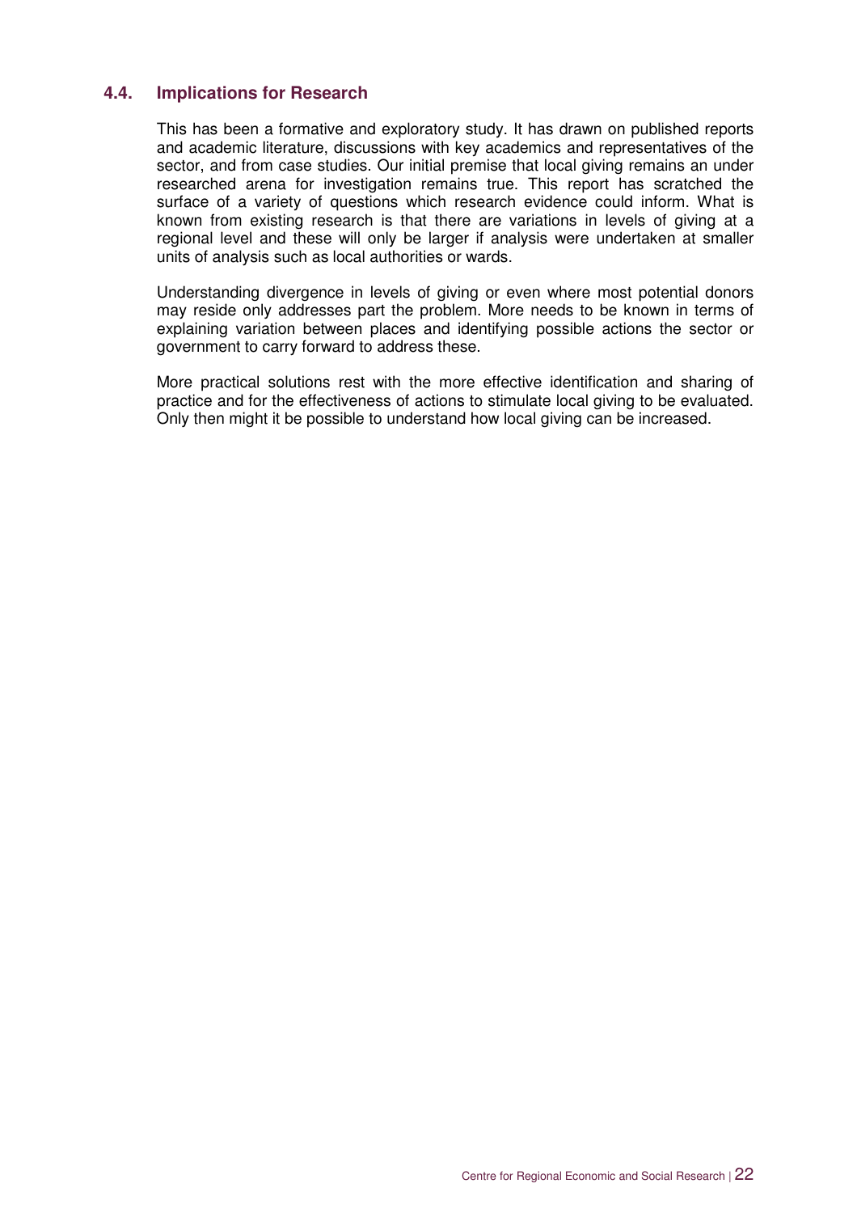### 4.4. Implications for Research

This has been a formative and exploratory study. It has drawn on published reports and academic literature, discussions with key academics and representatives of the sector, and from case studies. Our initial premise that local giving remains an under researched arena for investigation remains true. This report has scratched the surface of a variety of questions which research evidence could inform. What is known from existing research is that there are variations in levels of giving at a regional level and these will only be larger if analysis were undertaken at smaller units of analysis such as local authorities or wards.

Understanding divergence in levels of giving or even where most potential donors may reside only addresses part the problem. More needs to be known in terms of explaining variation between places and identifying possible actions the sector or government to carry forward to address these.

More practical solutions rest with the more effective identification and sharing of practice and for the effectiveness of actions to stimulate local giving to be evaluated. Only then might it be possible to understand how local giving can be increased.